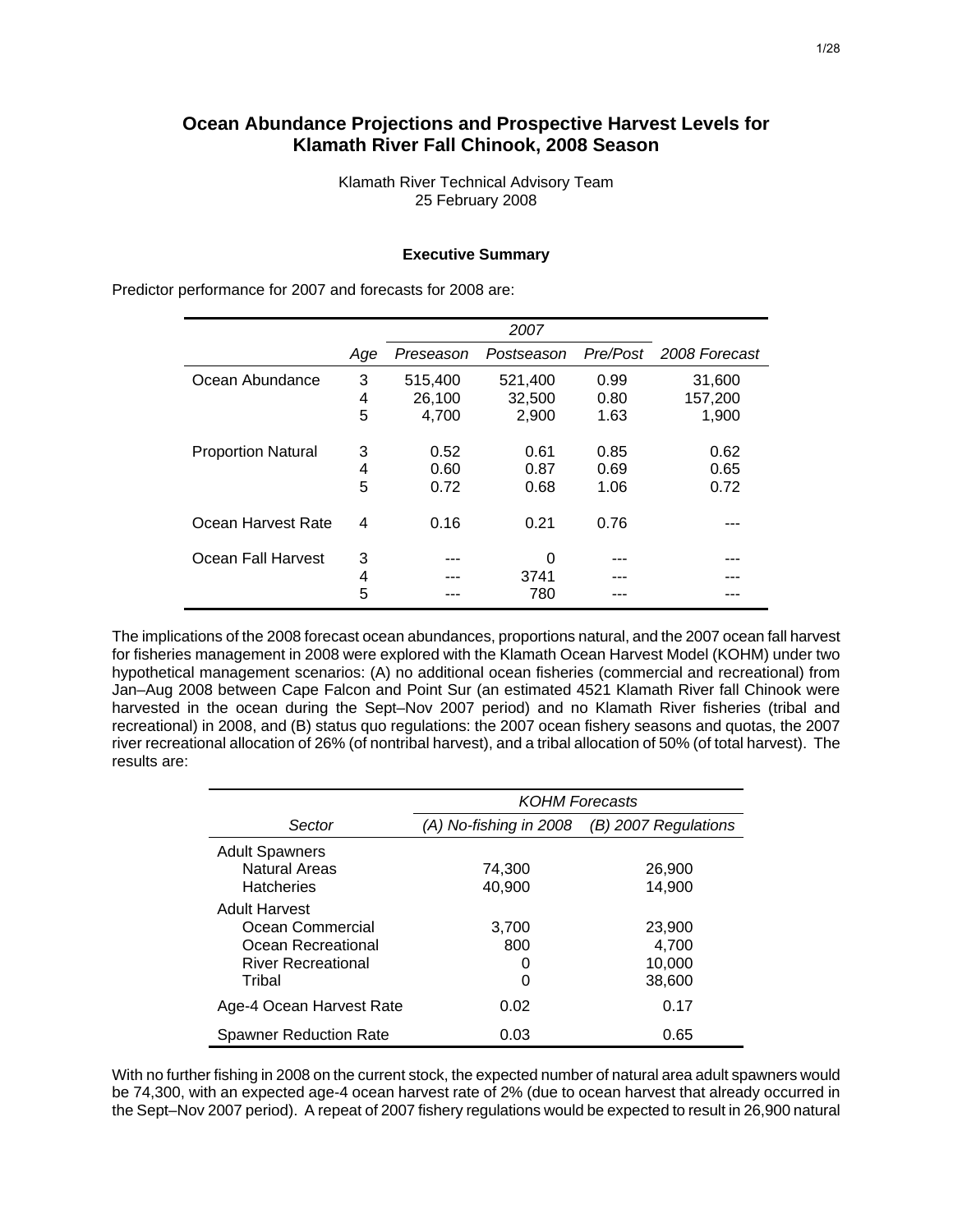# Ocean Abundance Projections and Prospective Harvest Levels for Klamath River Fall Chinook, 2008 Season

Klamath River Technical Advisory Team
25 February 2008

### Executive Summary

Predictor performance for 2007 and forecasts for 2008 are:

| | Age | 2007 Preseason | 2007 Postseason | 2007 Pre/Post | 2008 Forecast |
|---|---|---|---|---|---|
| Ocean Abundance | 3 | 515,400 | 521,400 | 0.99 | 31,600 |
| | 4 | 26,100 | 32,500 | 0.80 | 157,200 |
| | 5 | 4,700 | 2,900 | 1.63 | 1,900 |
| Proportion Natural | 3 | 0.52 | 0.61 | 0.85 | 0.62 |
| | 4 | 0.60 | 0.87 | 0.69 | 0.65 |
| | 5 | 0.72 | 0.68 | 1.06 | 0.72 |
| Ocean Harvest Rate | 4 | 0.16 | 0.21 | 0.76 | --- |
| Ocean Fall Harvest | 3 | --- | 0 | --- | --- |
| | 4 | --- | 3741 | --- | --- |
| | 5 | --- | 780 | --- | --- |

The implications of the 2008 forecast ocean abundances, proportions natural, and the 2007 ocean fall harvest for fisheries management in 2008 were explored with the Klamath Ocean Harvest Model (KOHM) under two hypothetical management scenarios: (A) no additional ocean fisheries (commercial and recreational) from Jan–Aug 2008 between Cape Falcon and Point Sur (an estimated 4521 Klamath River fall Chinook were harvested in the ocean during the Sept–Nov 2007 period) and no Klamath River fisheries (tribal and recreational) in 2008, and (B) status quo regulations: the 2007 ocean fishery seasons and quotas, the 2007 river recreational allocation of 26% (of nontribal harvest), and a tribal allocation of 50% (of total harvest). The results are:

| Sector | KOHM Forecasts: (A) No-fishing in 2008 | KOHM Forecasts: (B) 2007 Regulations |
|---|---|---|
| **Adult Spawners** | | |
| Natural Areas | 74,300 | 26,900 |
| Hatcheries | 40,900 | 14,900 |
| **Adult Harvest** | | |
| Ocean Commercial | 3,700 | 23,900 |
| Ocean Recreational | 800 | 4,700 |
| River Recreational | 0 | 10,000 |
| Tribal | 0 | 38,600 |
| Age-4 Ocean Harvest Rate | 0.02 | 0.17 |
| Spawner Reduction Rate | 0.03 | 0.65 |

With no further fishing in 2008 on the current stock, the expected number of natural area adult spawners would be 74,300, with an expected age-4 ocean harvest rate of 2% (due to ocean harvest that already occurred in the Sept–Nov 2007 period). A repeat of 2007 fishery regulations would be expected to result in 26,900 natural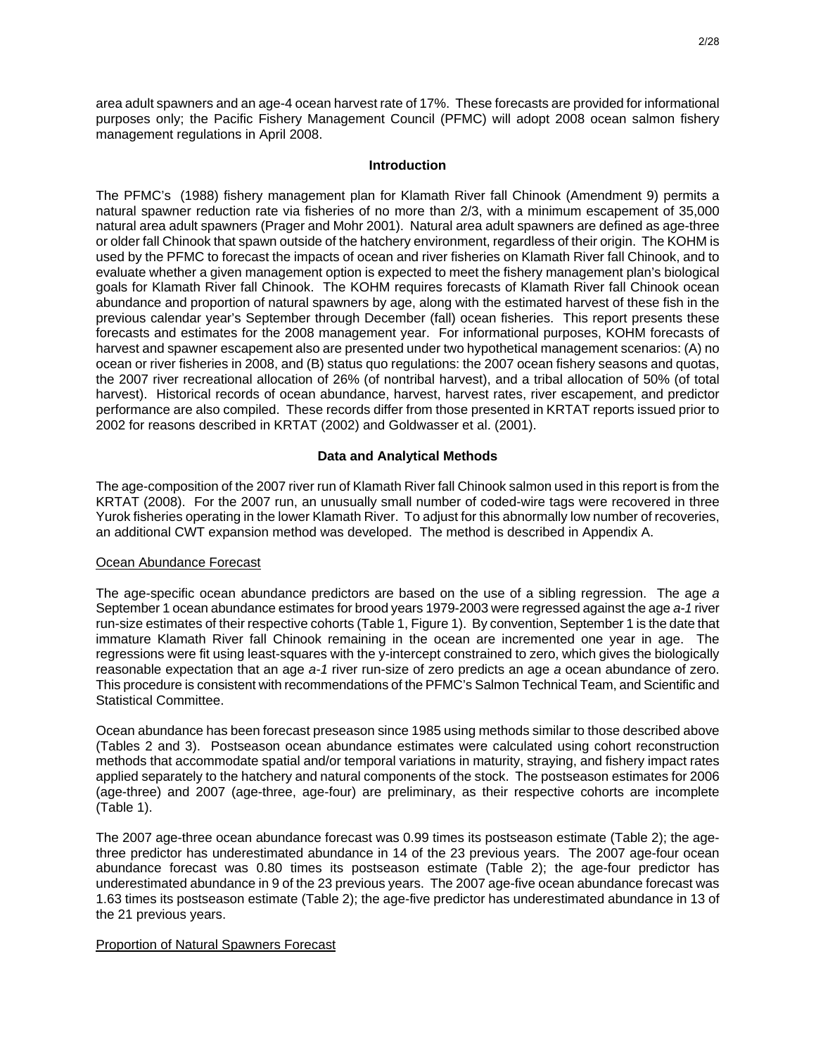area adult spawners and an age-4 ocean harvest rate of 17%. These forecasts are provided for informational purposes only; the Pacific Fishery Management Council (PFMC) will adopt 2008 ocean salmon fishery management regulations in April 2008.

## Introduction

The PFMC's (1988) fishery management plan for Klamath River fall Chinook (Amendment 9) permits a natural spawner reduction rate via fisheries of no more than 2/3, with a minimum escapement of 35,000 natural area adult spawners (Prager and Mohr 2001). Natural area adult spawners are defined as age-three or older fall Chinook that spawn outside of the hatchery environment, regardless of their origin. The KOHM is used by the PFMC to forecast the impacts of ocean and river fisheries on Klamath River fall Chinook, and to evaluate whether a given management option is expected to meet the fishery management plan's biological goals for Klamath River fall Chinook. The KOHM requires forecasts of Klamath River fall Chinook ocean abundance and proportion of natural spawners by age, along with the estimated harvest of these fish in the previous calendar year's September through December (fall) ocean fisheries. This report presents these forecasts and estimates for the 2008 management year. For informational purposes, KOHM forecasts of harvest and spawner escapement also are presented under two hypothetical management scenarios: (A) no ocean or river fisheries in 2008, and (B) status quo regulations: the 2007 ocean fishery seasons and quotas, the 2007 river recreational allocation of 26% (of nontribal harvest), and a tribal allocation of 50% (of total harvest). Historical records of ocean abundance, harvest, harvest rates, river escapement, and predictor performance are also compiled. These records differ from those presented in KRTAT reports issued prior to 2002 for reasons described in KRTAT (2002) and Goldwasser et al. (2001).

## Data and Analytical Methods

The age-composition of the 2007 river run of Klamath River fall Chinook salmon used in this report is from the KRTAT (2008). For the 2007 run, an unusually small number of coded-wire tags were recovered in three Yurok fisheries operating in the lower Klamath River. To adjust for this abnormally low number of recoveries, an additional CWT expansion method was developed. The method is described in Appendix A.

### Ocean Abundance Forecast

The age-specific ocean abundance predictors are based on the use of a sibling regression. The age *a* September 1 ocean abundance estimates for brood years 1979-2003 were regressed against the age *a-1* river run-size estimates of their respective cohorts (Table 1, Figure 1). By convention, September 1 is the date that immature Klamath River fall Chinook remaining in the ocean are incremented one year in age. The regressions were fit using least-squares with the y-intercept constrained to zero, which gives the biologically reasonable expectation that an age *a-1* river run-size of zero predicts an age *a* ocean abundance of zero. This procedure is consistent with recommendations of the PFMC's Salmon Technical Team, and Scientific and Statistical Committee.

Ocean abundance has been forecast preseason since 1985 using methods similar to those described above (Tables 2 and 3). Postseason ocean abundance estimates were calculated using cohort reconstruction methods that accommodate spatial and/or temporal variations in maturity, straying, and fishery impact rates applied separately to the hatchery and natural components of the stock. The postseason estimates for 2006 (age-three) and 2007 (age-three, age-four) are preliminary, as their respective cohorts are incomplete (Table 1).

The 2007 age-three ocean abundance forecast was 0.99 times its postseason estimate (Table 2); the age-three predictor has underestimated abundance in 14 of the 23 previous years. The 2007 age-four ocean abundance forecast was 0.80 times its postseason estimate (Table 2); the age-four predictor has underestimated abundance in 9 of the 23 previous years. The 2007 age-five ocean abundance forecast was 1.63 times its postseason estimate (Table 2); the age-five predictor has underestimated abundance in 13 of the 21 previous years.

### Proportion of Natural Spawners Forecast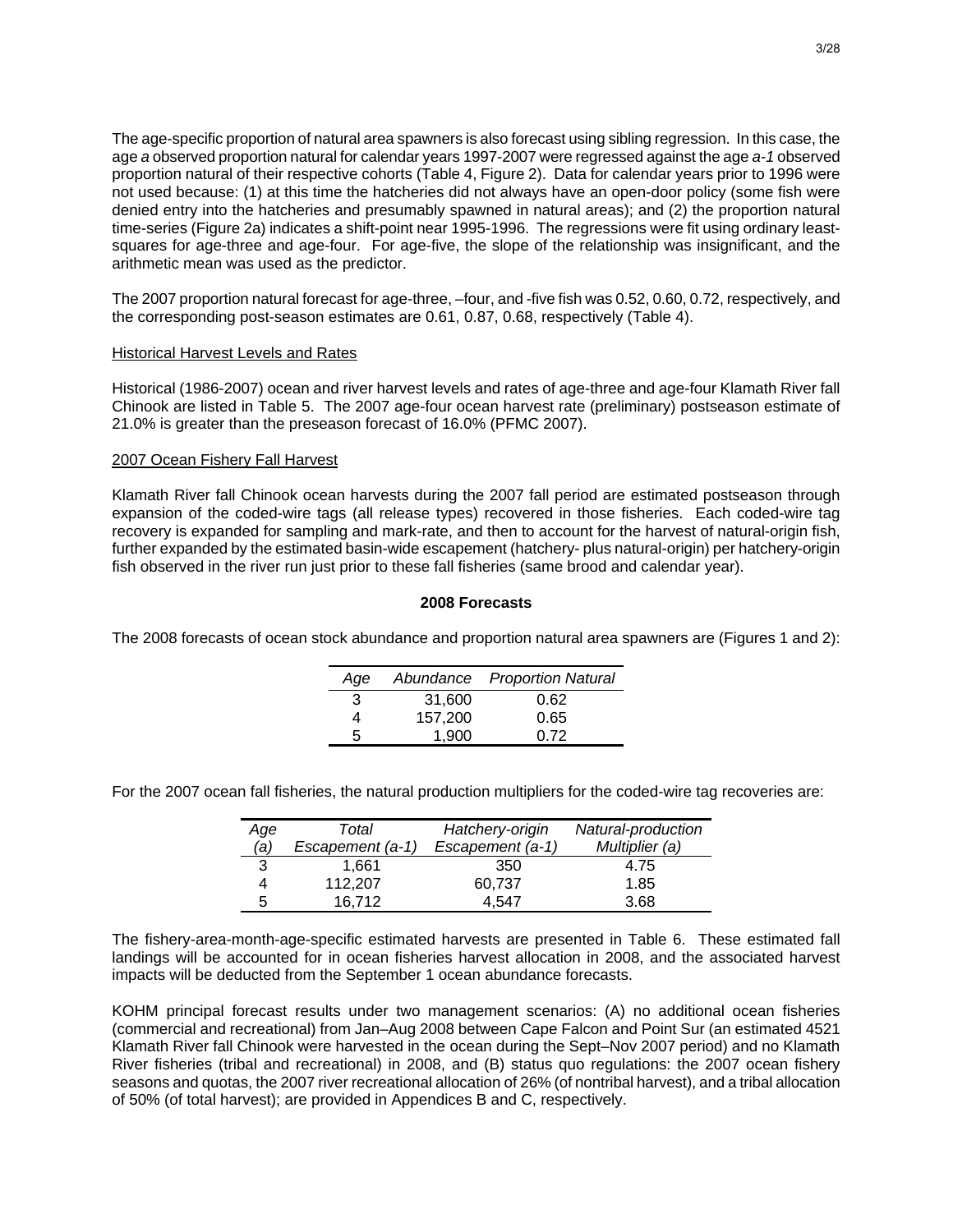The age-specific proportion of natural area spawners is also forecast using sibling regression. In this case, the age *a* observed proportion natural for calendar years 1997-2007 were regressed against the age *a-1* observed proportion natural of their respective cohorts (Table 4, Figure 2). Data for calendar years prior to 1996 were not used because: (1) at this time the hatcheries did not always have an open-door policy (some fish were denied entry into the hatcheries and presumably spawned in natural areas); and (2) the proportion natural time-series (Figure 2a) indicates a shift-point near 1995-1996. The regressions were fit using ordinary least-squares for age-three and age-four. For age-five, the slope of the relationship was insignificant, and the arithmetic mean was used as the predictor.

The 2007 proportion natural forecast for age-three, –four, and -five fish was 0.52, 0.60, 0.72, respectively, and the corresponding post-season estimates are 0.61, 0.87, 0.68, respectively (Table 4).

Historical Harvest Levels and Rates

Historical (1986-2007) ocean and river harvest levels and rates of age-three and age-four Klamath River fall Chinook are listed in Table 5. The 2007 age-four ocean harvest rate (preliminary) postseason estimate of 21.0% is greater than the preseason forecast of 16.0% (PFMC 2007).

2007 Ocean Fishery Fall Harvest

Klamath River fall Chinook ocean harvests during the 2007 fall period are estimated postseason through expansion of the coded-wire tags (all release types) recovered in those fisheries. Each coded-wire tag recovery is expanded for sampling and mark-rate, and then to account for the harvest of natural-origin fish, further expanded by the estimated basin-wide escapement (hatchery- plus natural-origin) per hatchery-origin fish observed in the river run just prior to these fall fisheries (same brood and calendar year).

**2008 Forecasts**

The 2008 forecasts of ocean stock abundance and proportion natural area spawners are (Figures 1 and 2):

| *Age* | *Abundance* | *Proportion Natural* |
|---|---|---|
| 3 | 31,600 | 0.62 |
| 4 | 157,200 | 0.65 |
| 5 | 1,900 | 0.72 |

For the 2007 ocean fall fisheries, the natural production multipliers for the coded-wire tag recoveries are:

| *Age (a)* | *Total Escapement (a-1)* | *Hatchery-origin Escapement (a-1)* | *Natural-production Multiplier (a)* |
|---|---|---|---|
| 3 | 1,661 | 350 | 4.75 |
| 4 | 112,207 | 60,737 | 1.85 |
| 5 | 16,712 | 4,547 | 3.68 |

The fishery-area-month-age-specific estimated harvests are presented in Table 6. These estimated fall landings will be accounted for in ocean fisheries harvest allocation in 2008, and the associated harvest impacts will be deducted from the September 1 ocean abundance forecasts.

KOHM principal forecast results under two management scenarios: (A) no additional ocean fisheries (commercial and recreational) from Jan–Aug 2008 between Cape Falcon and Point Sur (an estimated 4521 Klamath River fall Chinook were harvested in the ocean during the Sept–Nov 2007 period) and no Klamath River fisheries (tribal and recreational) in 2008, and (B) status quo regulations: the 2007 ocean fishery seasons and quotas, the 2007 river recreational allocation of 26% (of nontribal harvest), and a tribal allocation of 50% (of total harvest); are provided in Appendices B and C, respectively.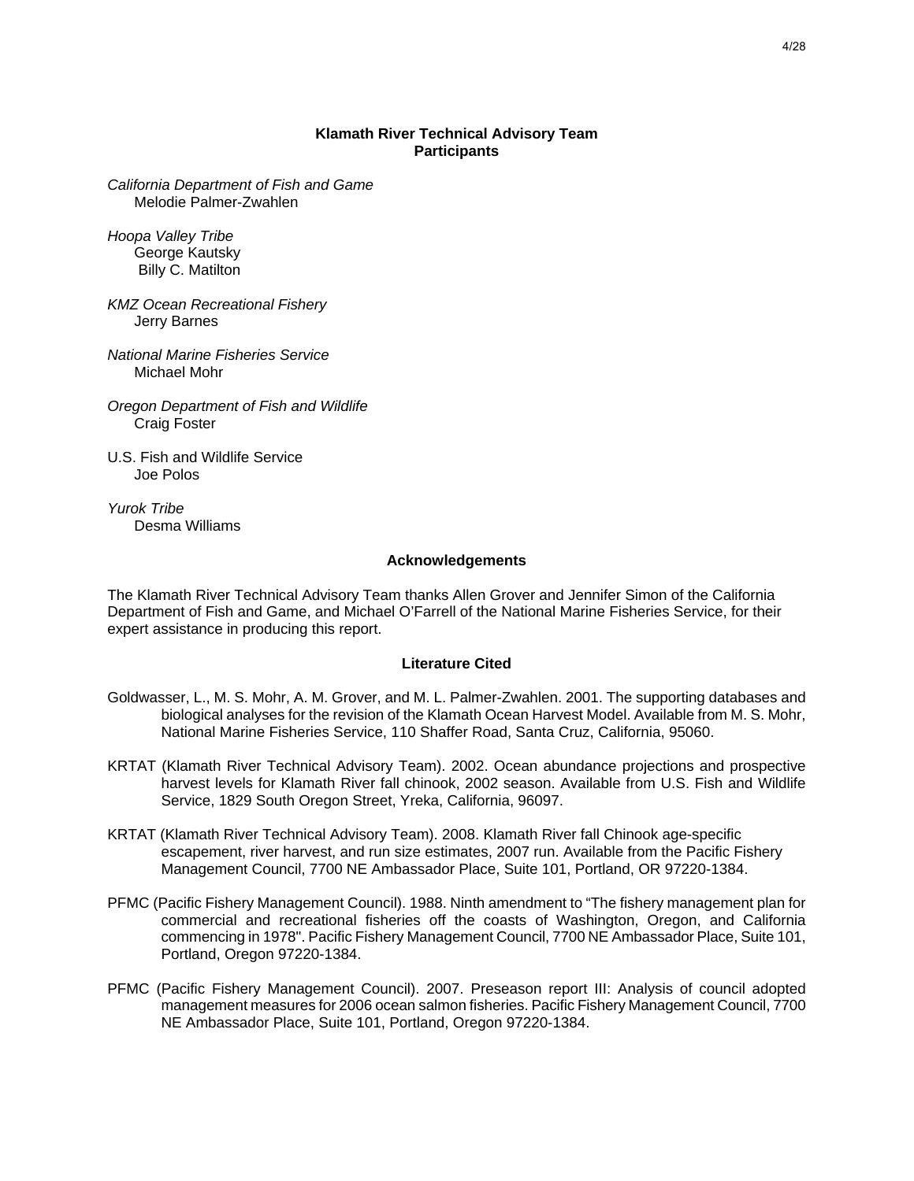## Klamath River Technical Advisory Team
## Participants

*California Department of Fish and Game*
Melodie Palmer-Zwahlen

*Hoopa Valley Tribe*
George Kautsky
Billy C. Matilton

*KMZ Ocean Recreational Fishery*
Jerry Barnes

*National Marine Fisheries Service*
Michael Mohr

*Oregon Department of Fish and Wildlife*
Craig Foster

U.S. Fish and Wildlife Service
Joe Polos

*Yurok Tribe*
Desma Williams

## Acknowledgements

The Klamath River Technical Advisory Team thanks Allen Grover and Jennifer Simon of the California Department of Fish and Game, and Michael O'Farrell of the National Marine Fisheries Service, for their expert assistance in producing this report.

## Literature Cited

Goldwasser, L., M. S. Mohr, A. M. Grover, and M. L. Palmer-Zwahlen. 2001. The supporting databases and biological analyses for the revision of the Klamath Ocean Harvest Model. Available from M. S. Mohr, National Marine Fisheries Service, 110 Shaffer Road, Santa Cruz, California, 95060.

KRTAT (Klamath River Technical Advisory Team). 2002. Ocean abundance projections and prospective harvest levels for Klamath River fall chinook, 2002 season. Available from U.S. Fish and Wildlife Service, 1829 South Oregon Street, Yreka, California, 96097.

KRTAT (Klamath River Technical Advisory Team). 2008. Klamath River fall Chinook age-specific escapement, river harvest, and run size estimates, 2007 run. Available from the Pacific Fishery Management Council, 7700 NE Ambassador Place, Suite 101, Portland, OR 97220-1384.

PFMC (Pacific Fishery Management Council). 1988. Ninth amendment to "The fishery management plan for commercial and recreational fisheries off the coasts of Washington, Oregon, and California commencing in 1978". Pacific Fishery Management Council, 7700 NE Ambassador Place, Suite 101, Portland, Oregon 97220-1384.

PFMC (Pacific Fishery Management Council). 2007. Preseason report III: Analysis of council adopted management measures for 2006 ocean salmon fisheries. Pacific Fishery Management Council, 7700 NE Ambassador Place, Suite 101, Portland, Oregon 97220-1384.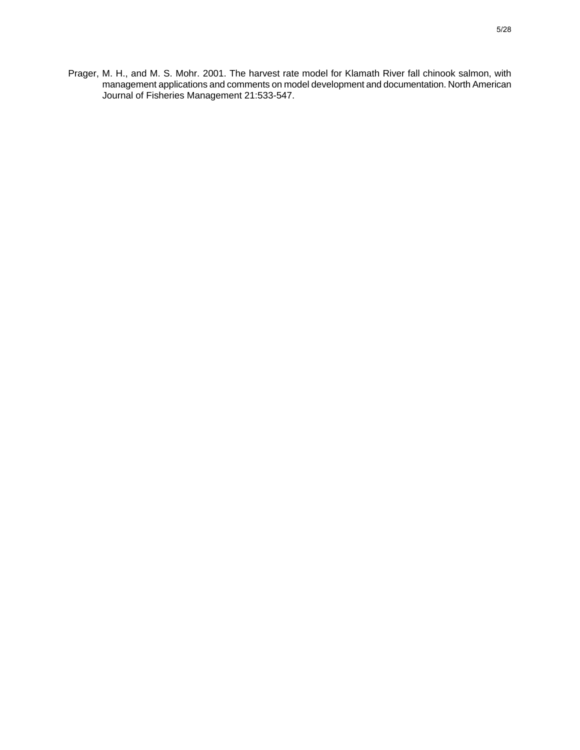Prager, M. H., and M. S. Mohr. 2001. The harvest rate model for Klamath River fall chinook salmon, with management applications and comments on model development and documentation. North American Journal of Fisheries Management 21:533-547.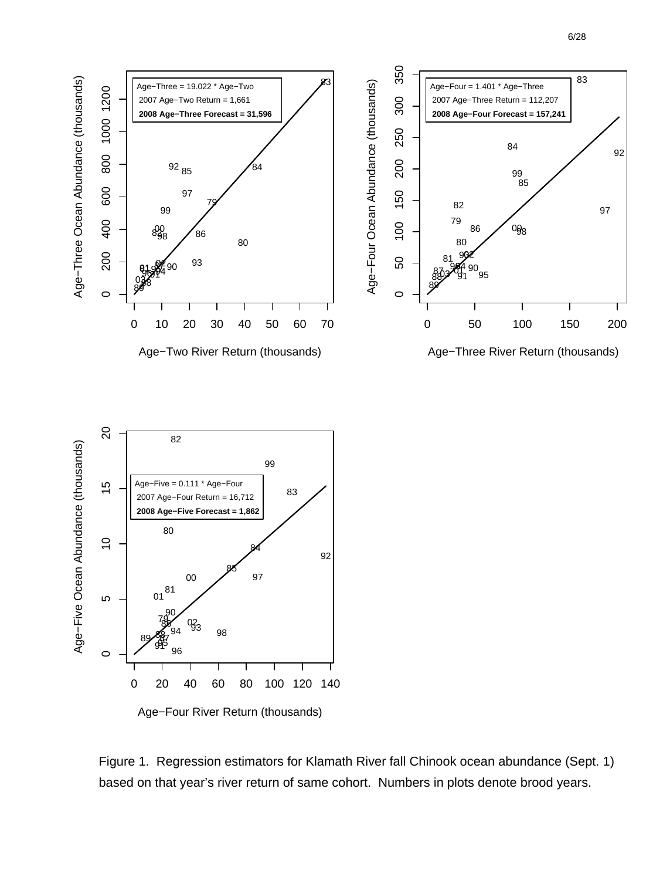Age−Three = 19.022 * Age−Two
2007 Age−Two Return = 1,661
**2008 Age−Three Forecast = 31,596**

Age−Four = 1.401 * Age−Three
2007 Age−Three Return = 112,207
**2008 Age−Four Forecast = 157,241**

Age−Five = 0.111 * Age−Four
2007 Age−Four Return = 16,712
**2008 Age−Five Forecast = 1,862**

Figure 1. Regression estimators for Klamath River fall Chinook ocean abundance (Sept. 1) based on that year's river return of same cohort. Numbers in plots denote brood years.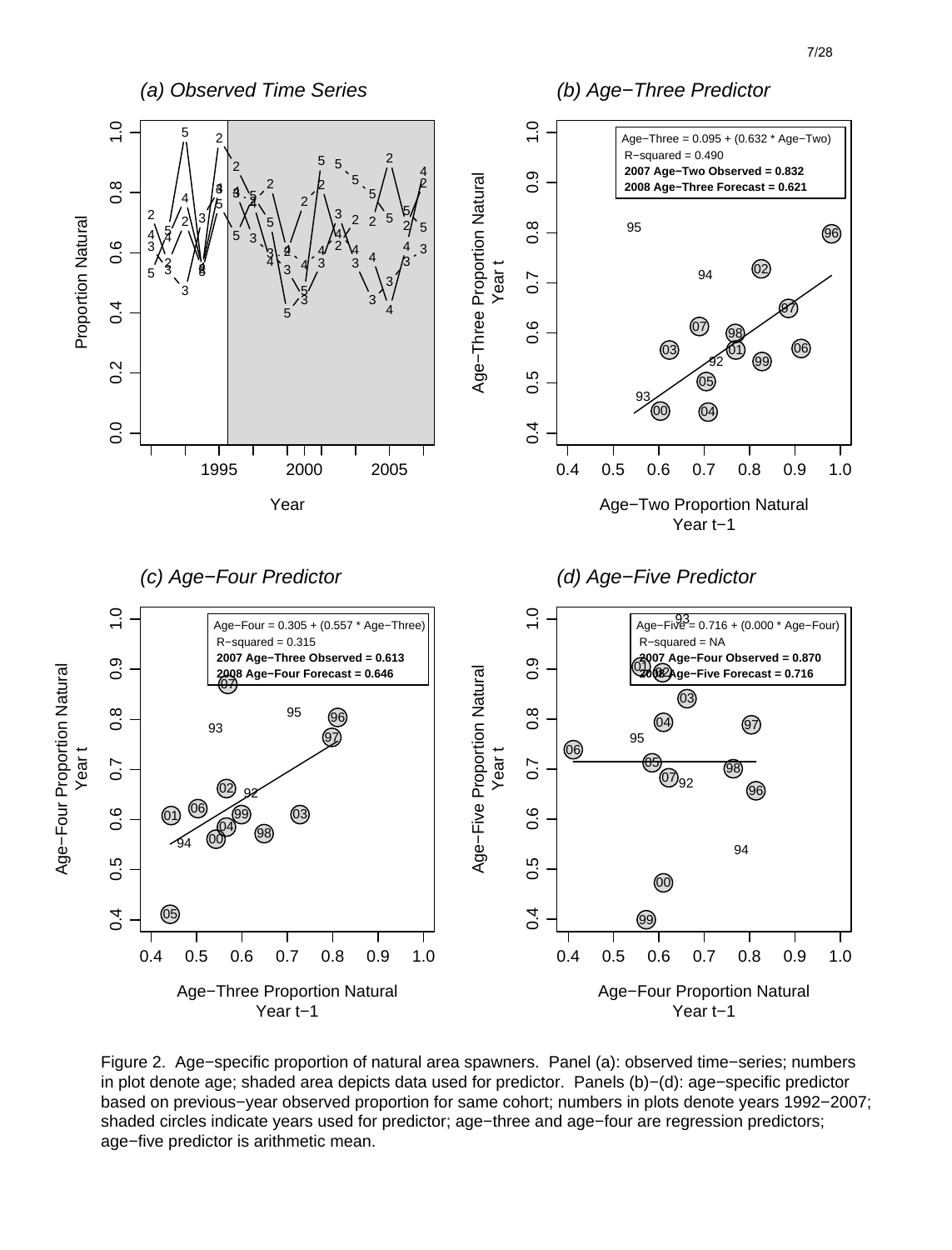Figure 2. Age−specific proportion of natural area spawners. Panel (a): observed time−series; numbers in plot denote age; shaded area depicts data used for predictor. Panels (b)−(d): age−specific predictor based on previous−year observed proportion for same cohort; numbers in plots denote years 1992−2007; shaded circles indicate years used for predictor; age−three and age−four are regression predictors; age−five predictor is arithmetic mean.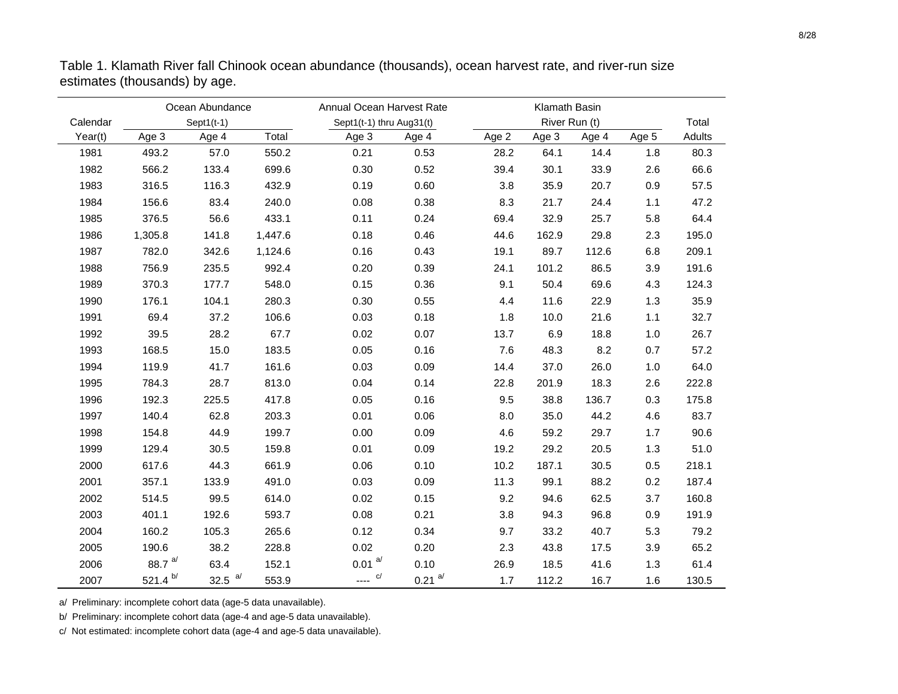Table 1. Klamath River fall Chinook ocean abundance (thousands), ocean harvest rate, and river-run size estimates (thousands) by age.

| Calendar | Ocean Abundance | | | Annual Ocean Harvest Rate | | Klamath Basin | | | | Total |
|---|---|---|---|---|---|---|---|---|---|---|
| | Sept1(t-1) | | | Sept1(t-1) thru Aug31(t) | | River Run (t) | | | | |
| Year(t) | Age 3 | Age 4 | Total | Age 3 | Age 4 | Age 2 | Age 3 | Age 4 | Age 5 | Adults |
| 1981 | 493.2 | 57.0 | 550.2 | 0.21 | 0.53 | 28.2 | 64.1 | 14.4 | 1.8 | 80.3 |
| 1982 | 566.2 | 133.4 | 699.6 | 0.30 | 0.52 | 39.4 | 30.1 | 33.9 | 2.6 | 66.6 |
| 1983 | 316.5 | 116.3 | 432.9 | 0.19 | 0.60 | 3.8 | 35.9 | 20.7 | 0.9 | 57.5 |
| 1984 | 156.6 | 83.4 | 240.0 | 0.08 | 0.38 | 8.3 | 21.7 | 24.4 | 1.1 | 47.2 |
| 1985 | 376.5 | 56.6 | 433.1 | 0.11 | 0.24 | 69.4 | 32.9 | 25.7 | 5.8 | 64.4 |
| 1986 | 1,305.8 | 141.8 | 1,447.6 | 0.18 | 0.46 | 44.6 | 162.9 | 29.8 | 2.3 | 195.0 |
| 1987 | 782.0 | 342.6 | 1,124.6 | 0.16 | 0.43 | 19.1 | 89.7 | 112.6 | 6.8 | 209.1 |
| 1988 | 756.9 | 235.5 | 992.4 | 0.20 | 0.39 | 24.1 | 101.2 | 86.5 | 3.9 | 191.6 |
| 1989 | 370.3 | 177.7 | 548.0 | 0.15 | 0.36 | 9.1 | 50.4 | 69.6 | 4.3 | 124.3 |
| 1990 | 176.1 | 104.1 | 280.3 | 0.30 | 0.55 | 4.4 | 11.6 | 22.9 | 1.3 | 35.9 |
| 1991 | 69.4 | 37.2 | 106.6 | 0.03 | 0.18 | 1.8 | 10.0 | 21.6 | 1.1 | 32.7 |
| 1992 | 39.5 | 28.2 | 67.7 | 0.02 | 0.07 | 13.7 | 6.9 | 18.8 | 1.0 | 26.7 |
| 1993 | 168.5 | 15.0 | 183.5 | 0.05 | 0.16 | 7.6 | 48.3 | 8.2 | 0.7 | 57.2 |
| 1994 | 119.9 | 41.7 | 161.6 | 0.03 | 0.09 | 14.4 | 37.0 | 26.0 | 1.0 | 64.0 |
| 1995 | 784.3 | 28.7 | 813.0 | 0.04 | 0.14 | 22.8 | 201.9 | 18.3 | 2.6 | 222.8 |
| 1996 | 192.3 | 225.5 | 417.8 | 0.05 | 0.16 | 9.5 | 38.8 | 136.7 | 0.3 | 175.8 |
| 1997 | 140.4 | 62.8 | 203.3 | 0.01 | 0.06 | 8.0 | 35.0 | 44.2 | 4.6 | 83.7 |
| 1998 | 154.8 | 44.9 | 199.7 | 0.00 | 0.09 | 4.6 | 59.2 | 29.7 | 1.7 | 90.6 |
| 1999 | 129.4 | 30.5 | 159.8 | 0.01 | 0.09 | 19.2 | 29.2 | 20.5 | 1.3 | 51.0 |
| 2000 | 617.6 | 44.3 | 661.9 | 0.06 | 0.10 | 10.2 | 187.1 | 30.5 | 0.5 | 218.1 |
| 2001 | 357.1 | 133.9 | 491.0 | 0.03 | 0.09 | 11.3 | 99.1 | 88.2 | 0.2 | 187.4 |
| 2002 | 514.5 | 99.5 | 614.0 | 0.02 | 0.15 | 9.2 | 94.6 | 62.5 | 3.7 | 160.8 |
| 2003 | 401.1 | 192.6 | 593.7 | 0.08 | 0.21 | 3.8 | 94.3 | 96.8 | 0.9 | 191.9 |
| 2004 | 160.2 | 105.3 | 265.6 | 0.12 | 0.34 | 9.7 | 33.2 | 40.7 | 5.3 | 79.2 |
| 2005 | 190.6 | 38.2 | 228.8 | 0.02 | 0.20 | 2.3 | 43.8 | 17.5 | 3.9 | 65.2 |
| 2006 | 88.7 [a/] | 63.4 | 152.1 | 0.01 [a/] | 0.10 | 26.9 | 18.5 | 41.6 | 1.3 | 61.4 |
| 2007 | 521.4 [b/] | 32.5 [a/] | 553.9 | ---- [c/] | 0.21 [a/] | 1.7 | 112.2 | 16.7 | 1.6 | 130.5 |

a/ Preliminary: incomplete cohort data (age-5 data unavailable).

b/ Preliminary: incomplete cohort data (age-4 and age-5 data unavailable).

c/ Not estimated: incomplete cohort data (age-4 and age-5 data unavailable).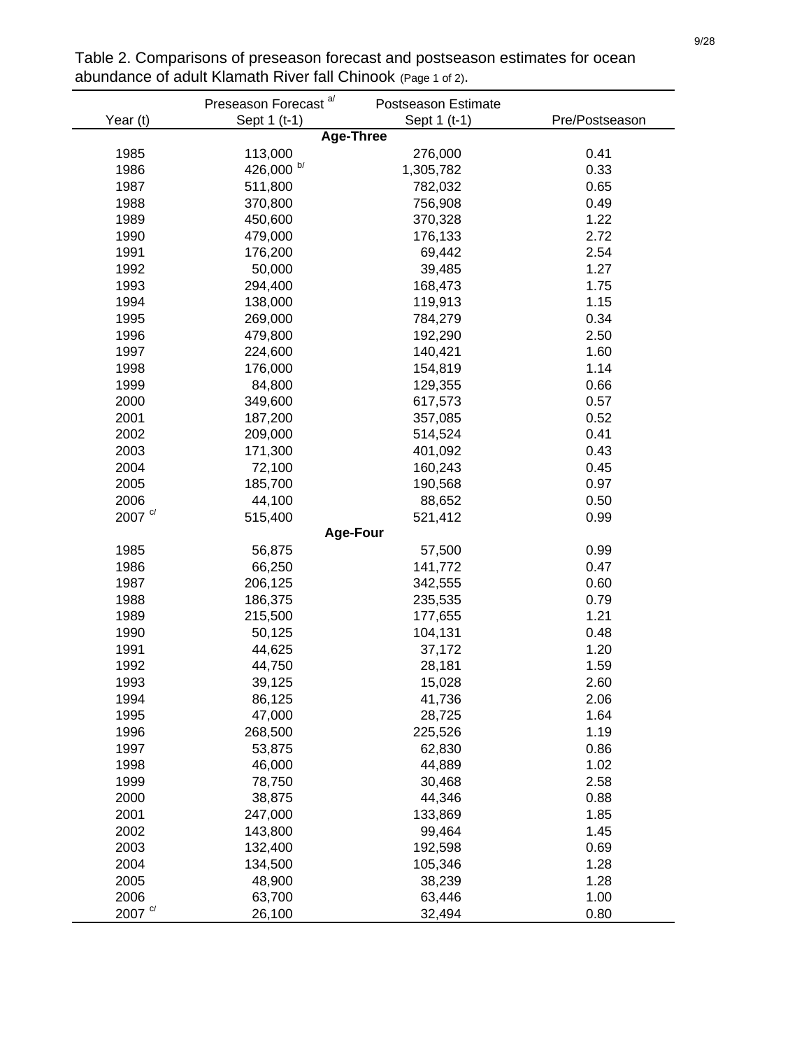Table 2. Comparisons of preseason forecast and postseason estimates for ocean abundance of adult Klamath River fall Chinook (Page 1 of 2).

| Year (t) | Preseason Forecast [a/] Sept 1 (t-1) | Postseason Estimate Sept 1 (t-1) | Pre/Postseason |
|---|---|---|---|
| **Age-Three** | | | |
| 1985 | 113,000 | 276,000 | 0.41 |
| 1986 | 426,000 [b/] | 1,305,782 | 0.33 |
| 1987 | 511,800 | 782,032 | 0.65 |
| 1988 | 370,800 | 756,908 | 0.49 |
| 1989 | 450,600 | 370,328 | 1.22 |
| 1990 | 479,000 | 176,133 | 2.72 |
| 1991 | 176,200 | 69,442 | 2.54 |
| 1992 | 50,000 | 39,485 | 1.27 |
| 1993 | 294,400 | 168,473 | 1.75 |
| 1994 | 138,000 | 119,913 | 1.15 |
| 1995 | 269,000 | 784,279 | 0.34 |
| 1996 | 479,800 | 192,290 | 2.50 |
| 1997 | 224,600 | 140,421 | 1.60 |
| 1998 | 176,000 | 154,819 | 1.14 |
| 1999 | 84,800 | 129,355 | 0.66 |
| 2000 | 349,600 | 617,573 | 0.57 |
| 2001 | 187,200 | 357,085 | 0.52 |
| 2002 | 209,000 | 514,524 | 0.41 |
| 2003 | 171,300 | 401,092 | 0.43 |
| 2004 | 72,100 | 160,243 | 0.45 |
| 2005 | 185,700 | 190,568 | 0.97 |
| 2006 | 44,100 | 88,652 | 0.50 |
| 2007 [c/] | 515,400 | 521,412 | 0.99 |
| **Age-Four** | | | |
| 1985 | 56,875 | 57,500 | 0.99 |
| 1986 | 66,250 | 141,772 | 0.47 |
| 1987 | 206,125 | 342,555 | 0.60 |
| 1988 | 186,375 | 235,535 | 0.79 |
| 1989 | 215,500 | 177,655 | 1.21 |
| 1990 | 50,125 | 104,131 | 0.48 |
| 1991 | 44,625 | 37,172 | 1.20 |
| 1992 | 44,750 | 28,181 | 1.59 |
| 1993 | 39,125 | 15,028 | 2.60 |
| 1994 | 86,125 | 41,736 | 2.06 |
| 1995 | 47,000 | 28,725 | 1.64 |
| 1996 | 268,500 | 225,526 | 1.19 |
| 1997 | 53,875 | 62,830 | 0.86 |
| 1998 | 46,000 | 44,889 | 1.02 |
| 1999 | 78,750 | 30,468 | 2.58 |
| 2000 | 38,875 | 44,346 | 0.88 |
| 2001 | 247,000 | 133,869 | 1.85 |
| 2002 | 143,800 | 99,464 | 1.45 |
| 2003 | 132,400 | 192,598 | 0.69 |
| 2004 | 134,500 | 105,346 | 1.28 |
| 2005 | 48,900 | 38,239 | 1.28 |
| 2006 | 63,700 | 63,446 | 1.00 |
| 2007 [c/] | 26,100 | 32,494 | 0.80 |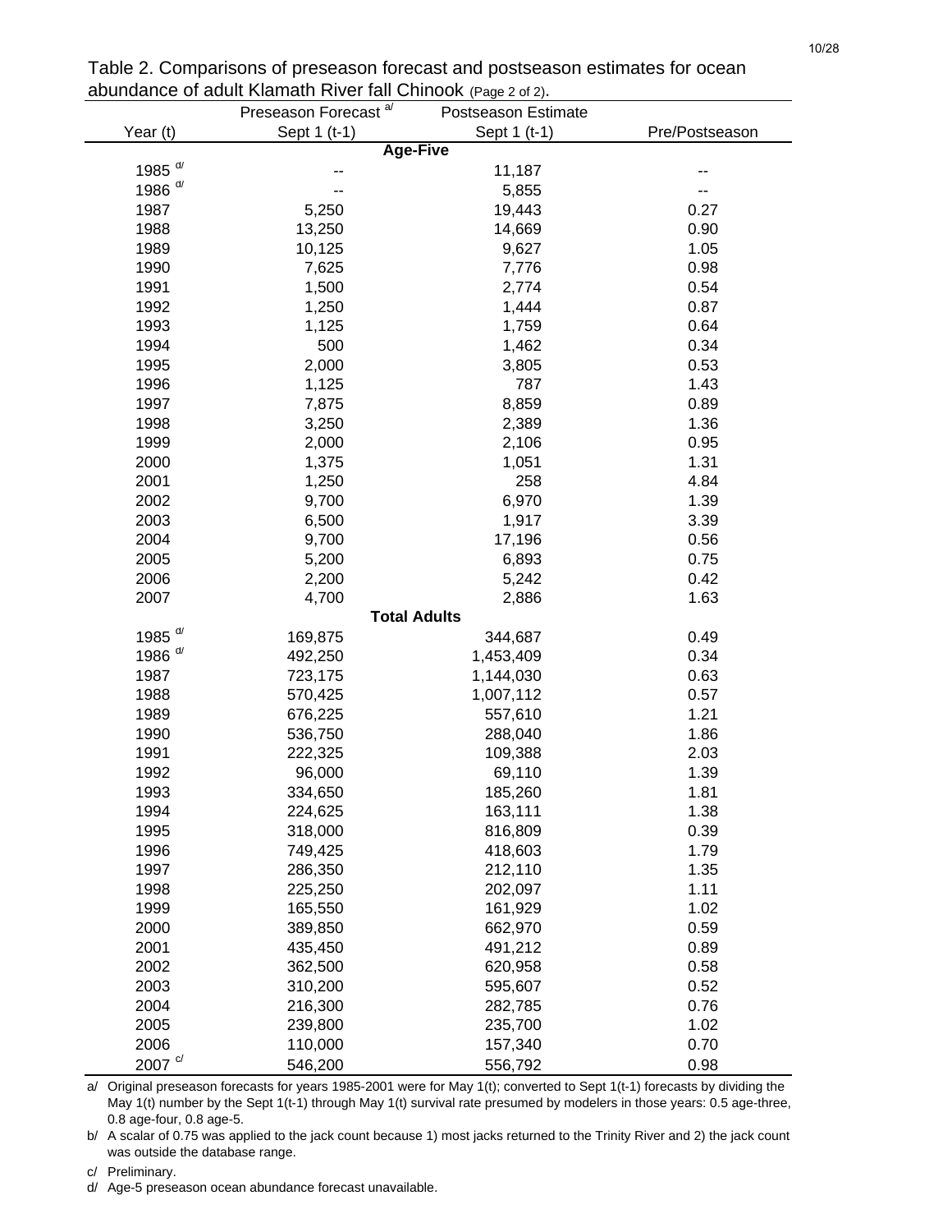Table 2. Comparisons of preseason forecast and postseason estimates for ocean abundance of adult Klamath River fall Chinook (Page 2 of 2).

| Year (t) | Preseason Forecast [a/] Sept 1 (t-1) | Postseason Estimate Sept 1 (t-1) | Pre/Postseason |
|---|---|---|---|
| **Age-Five** | | | |
| 1985 [d/] | -- | 11,187 | -- |
| 1986 [d/] | -- | 5,855 | -- |
| 1987 | 5,250 | 19,443 | 0.27 |
| 1988 | 13,250 | 14,669 | 0.90 |
| 1989 | 10,125 | 9,627 | 1.05 |
| 1990 | 7,625 | 7,776 | 0.98 |
| 1991 | 1,500 | 2,774 | 0.54 |
| 1992 | 1,250 | 1,444 | 0.87 |
| 1993 | 1,125 | 1,759 | 0.64 |
| 1994 | 500 | 1,462 | 0.34 |
| 1995 | 2,000 | 3,805 | 0.53 |
| 1996 | 1,125 | 787 | 1.43 |
| 1997 | 7,875 | 8,859 | 0.89 |
| 1998 | 3,250 | 2,389 | 1.36 |
| 1999 | 2,000 | 2,106 | 0.95 |
| 2000 | 1,375 | 1,051 | 1.31 |
| 2001 | 1,250 | 258 | 4.84 |
| 2002 | 9,700 | 6,970 | 1.39 |
| 2003 | 6,500 | 1,917 | 3.39 |
| 2004 | 9,700 | 17,196 | 0.56 |
| 2005 | 5,200 | 6,893 | 0.75 |
| 2006 | 2,200 | 5,242 | 0.42 |
| 2007 | 4,700 | 2,886 | 1.63 |
| **Total Adults** | | | |
| 1985 [d/] | 169,875 | 344,687 | 0.49 |
| 1986 [d/] | 492,250 | 1,453,409 | 0.34 |
| 1987 | 723,175 | 1,144,030 | 0.63 |
| 1988 | 570,425 | 1,007,112 | 0.57 |
| 1989 | 676,225 | 557,610 | 1.21 |
| 1990 | 536,750 | 288,040 | 1.86 |
| 1991 | 222,325 | 109,388 | 2.03 |
| 1992 | 96,000 | 69,110 | 1.39 |
| 1993 | 334,650 | 185,260 | 1.81 |
| 1994 | 224,625 | 163,111 | 1.38 |
| 1995 | 318,000 | 816,809 | 0.39 |
| 1996 | 749,425 | 418,603 | 1.79 |
| 1997 | 286,350 | 212,110 | 1.35 |
| 1998 | 225,250 | 202,097 | 1.11 |
| 1999 | 165,550 | 161,929 | 1.02 |
| 2000 | 389,850 | 662,970 | 0.59 |
| 2001 | 435,450 | 491,212 | 0.89 |
| 2002 | 362,500 | 620,958 | 0.58 |
| 2003 | 310,200 | 595,607 | 0.52 |
| 2004 | 216,300 | 282,785 | 0.76 |
| 2005 | 239,800 | 235,700 | 1.02 |
| 2006 | 110,000 | 157,340 | 0.70 |
| 2007 [c/] | 546,200 | 556,792 | 0.98 |

a/ Original preseason forecasts for years 1985-2001 were for May 1(t); converted to Sept 1(t-1) forecasts by dividing the May 1(t) number by the Sept 1(t-1) through May 1(t) survival rate presumed by modelers in those years: 0.5 age-three, 0.8 age-four, 0.8 age-5.

b/ A scalar of 0.75 was applied to the jack count because 1) most jacks returned to the Trinity River and 2) the jack count was outside the database range.

c/ Preliminary.

d/ Age-5 preseason ocean abundance forecast unavailable.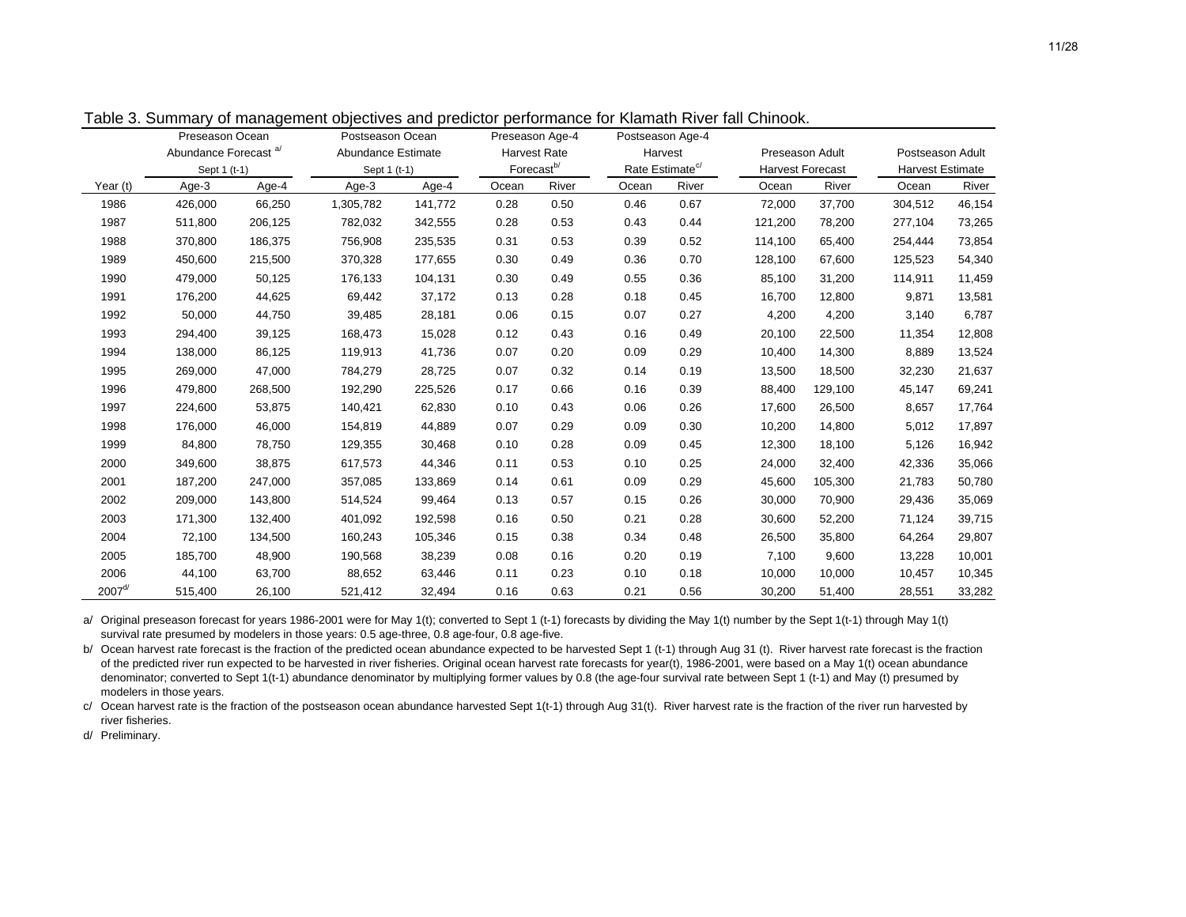Table 3. Summary of management objectives and predictor performance for Klamath River fall Chinook.

| Year (t) | Preseason Ocean Abundance Forecast [a/] Sept 1 (t-1) | | Postseason Ocean Abundance Estimate Sept 1 (t-1) | | Preseason Age-4 Harvest Rate Forecast [b/] | | Postseason Age-4 Harvest Rate Estimate [c/] | | Preseason Adult Harvest Forecast | | Postseason Adult Harvest Estimate | |
|---|---|---|---|---|---|---|---|---|---|---|---|---|
| | Age-3 | Age-4 | Age-3 | Age-4 | Ocean | River | Ocean | River | Ocean | River | Ocean | River |
| 1986 | 426,000 | 66,250 | 1,305,782 | 141,772 | 0.28 | 0.50 | 0.46 | 0.67 | 72,000 | 37,700 | 304,512 | 46,154 |
| 1987 | 511,800 | 206,125 | 782,032 | 342,555 | 0.28 | 0.53 | 0.43 | 0.44 | 121,200 | 78,200 | 277,104 | 73,265 |
| 1988 | 370,800 | 186,375 | 756,908 | 235,535 | 0.31 | 0.53 | 0.39 | 0.52 | 114,100 | 65,400 | 254,444 | 73,854 |
| 1989 | 450,600 | 215,500 | 370,328 | 177,655 | 0.30 | 0.49 | 0.36 | 0.70 | 128,100 | 67,600 | 125,523 | 54,340 |
| 1990 | 479,000 | 50,125 | 176,133 | 104,131 | 0.30 | 0.49 | 0.55 | 0.36 | 85,100 | 31,200 | 114,911 | 11,459 |
| 1991 | 176,200 | 44,625 | 69,442 | 37,172 | 0.13 | 0.28 | 0.18 | 0.45 | 16,700 | 12,800 | 9,871 | 13,581 |
| 1992 | 50,000 | 44,750 | 39,485 | 28,181 | 0.06 | 0.15 | 0.07 | 0.27 | 4,200 | 4,200 | 3,140 | 6,787 |
| 1993 | 294,400 | 39,125 | 168,473 | 15,028 | 0.12 | 0.43 | 0.16 | 0.49 | 20,100 | 22,500 | 11,354 | 12,808 |
| 1994 | 138,000 | 86,125 | 119,913 | 41,736 | 0.07 | 0.20 | 0.09 | 0.29 | 10,400 | 14,300 | 8,889 | 13,524 |
| 1995 | 269,000 | 47,000 | 784,279 | 28,725 | 0.07 | 0.32 | 0.14 | 0.19 | 13,500 | 18,500 | 32,230 | 21,637 |
| 1996 | 479,800 | 268,500 | 192,290 | 225,526 | 0.17 | 0.66 | 0.16 | 0.39 | 88,400 | 129,100 | 45,147 | 69,241 |
| 1997 | 224,600 | 53,875 | 140,421 | 62,830 | 0.10 | 0.43 | 0.06 | 0.26 | 17,600 | 26,500 | 8,657 | 17,764 |
| 1998 | 176,000 | 46,000 | 154,819 | 44,889 | 0.07 | 0.29 | 0.09 | 0.30 | 10,200 | 14,800 | 5,012 | 17,897 |
| 1999 | 84,800 | 78,750 | 129,355 | 30,468 | 0.10 | 0.28 | 0.09 | 0.45 | 12,300 | 18,100 | 5,126 | 16,942 |
| 2000 | 349,600 | 38,875 | 617,573 | 44,346 | 0.11 | 0.53 | 0.10 | 0.25 | 24,000 | 32,400 | 42,336 | 35,066 |
| 2001 | 187,200 | 247,000 | 357,085 | 133,869 | 0.14 | 0.61 | 0.09 | 0.29 | 45,600 | 105,300 | 21,783 | 50,780 |
| 2002 | 209,000 | 143,800 | 514,524 | 99,464 | 0.13 | 0.57 | 0.15 | 0.26 | 30,000 | 70,900 | 29,436 | 35,069 |
| 2003 | 171,300 | 132,400 | 401,092 | 192,598 | 0.16 | 0.50 | 0.21 | 0.28 | 30,600 | 52,200 | 71,124 | 39,715 |
| 2004 | 72,100 | 134,500 | 160,243 | 105,346 | 0.15 | 0.38 | 0.34 | 0.48 | 26,500 | 35,800 | 64,264 | 29,807 |
| 2005 | 185,700 | 48,900 | 190,568 | 38,239 | 0.08 | 0.16 | 0.20 | 0.19 | 7,100 | 9,600 | 13,228 | 10,001 |
| 2006 | 44,100 | 63,700 | 88,652 | 63,446 | 0.11 | 0.23 | 0.10 | 0.18 | 10,000 | 10,000 | 10,457 | 10,345 |
| 2007 [d/] | 515,400 | 26,100 | 521,412 | 32,494 | 0.16 | 0.63 | 0.21 | 0.56 | 30,200 | 51,400 | 28,551 | 33,282 |

a/ Original preseason forecast for years 1986-2001 were for May 1(t); converted to Sept 1 (t-1) forecasts by dividing the May 1(t) number by the Sept 1(t-1) through May 1(t) survival rate presumed by modelers in those years: 0.5 age-three, 0.8 age-four, 0.8 age-five.

b/ Ocean harvest rate forecast is the fraction of the predicted ocean abundance expected to be harvested Sept 1 (t-1) through Aug 31 (t). River harvest rate forecast is the fraction of the predicted river run expected to be harvested in river fisheries. Original ocean harvest rate forecasts for year(t), 1986-2001, were based on a May 1(t) ocean abundance denominator; converted to Sept 1(t-1) abundance denominator by multiplying former values by 0.8 (the age-four survival rate between Sept 1 (t-1) and May (t) presumed by modelers in those years.

c/ Ocean harvest rate is the fraction of the postseason ocean abundance harvested Sept 1(t-1) through Aug 31(t). River harvest rate is the fraction of the river run harvested by river fisheries.

d/ Preliminary.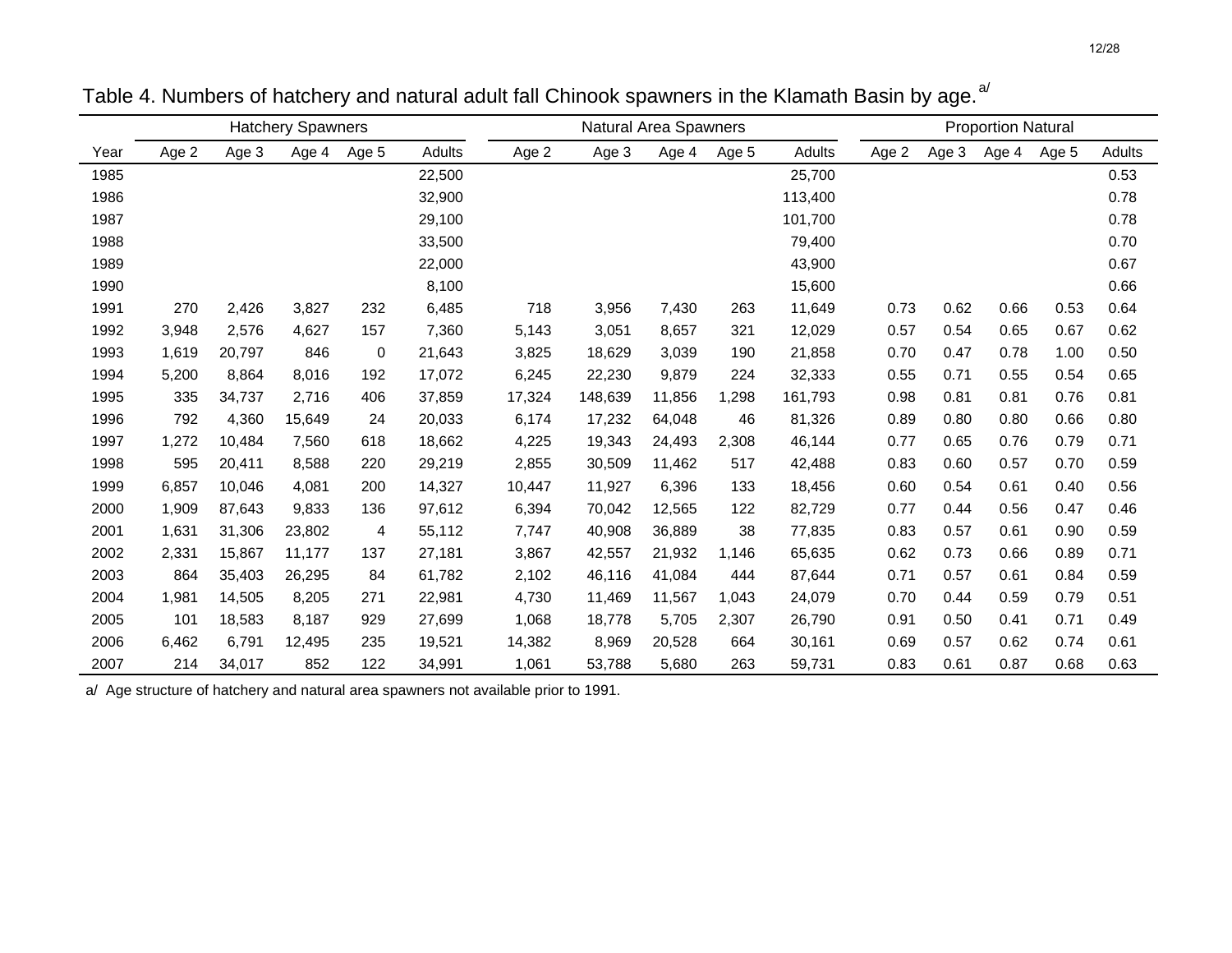Table 4. Numbers of hatchery and natural adult fall Chinook spawners in the Klamath Basin by age.[a/]

| | Hatchery Spawners | | | | | Natural Area Spawners | | | | | Proportion Natural | | | | |
|---|---|---|---|---|---|---|---|---|---|---|---|---|---|---|---|
| Year | Age 2 | Age 3 | Age 4 | Age 5 | Adults | Age 2 | Age 3 | Age 4 | Age 5 | Adults | Age 2 | Age 3 | Age 4 | Age 5 | Adults |
| 1985 | | | | | 22,500 | | | | | 25,700 | | | | | 0.53 |
| 1986 | | | | | 32,900 | | | | | 113,400 | | | | | 0.78 |
| 1987 | | | | | 29,100 | | | | | 101,700 | | | | | 0.78 |
| 1988 | | | | | 33,500 | | | | | 79,400 | | | | | 0.70 |
| 1989 | | | | | 22,000 | | | | | 43,900 | | | | | 0.67 |
| 1990 | | | | | 8,100 | | | | | 15,600 | | | | | 0.66 |
| 1991 | 270 | 2,426 | 3,827 | 232 | 6,485 | 718 | 3,956 | 7,430 | 263 | 11,649 | 0.73 | 0.62 | 0.66 | 0.53 | 0.64 |
| 1992 | 3,948 | 2,576 | 4,627 | 157 | 7,360 | 5,143 | 3,051 | 8,657 | 321 | 12,029 | 0.57 | 0.54 | 0.65 | 0.67 | 0.62 |
| 1993 | 1,619 | 20,797 | 846 | 0 | 21,643 | 3,825 | 18,629 | 3,039 | 190 | 21,858 | 0.70 | 0.47 | 0.78 | 1.00 | 0.50 |
| 1994 | 5,200 | 8,864 | 8,016 | 192 | 17,072 | 6,245 | 22,230 | 9,879 | 224 | 32,333 | 0.55 | 0.71 | 0.55 | 0.54 | 0.65 |
| 1995 | 335 | 34,737 | 2,716 | 406 | 37,859 | 17,324 | 148,639 | 11,856 | 1,298 | 161,793 | 0.98 | 0.81 | 0.81 | 0.76 | 0.81 |
| 1996 | 792 | 4,360 | 15,649 | 24 | 20,033 | 6,174 | 17,232 | 64,048 | 46 | 81,326 | 0.89 | 0.80 | 0.80 | 0.66 | 0.80 |
| 1997 | 1,272 | 10,484 | 7,560 | 618 | 18,662 | 4,225 | 19,343 | 24,493 | 2,308 | 46,144 | 0.77 | 0.65 | 0.76 | 0.79 | 0.71 |
| 1998 | 595 | 20,411 | 8,588 | 220 | 29,219 | 2,855 | 30,509 | 11,462 | 517 | 42,488 | 0.83 | 0.60 | 0.57 | 0.70 | 0.59 |
| 1999 | 6,857 | 10,046 | 4,081 | 200 | 14,327 | 10,447 | 11,927 | 6,396 | 133 | 18,456 | 0.60 | 0.54 | 0.61 | 0.40 | 0.56 |
| 2000 | 1,909 | 87,643 | 9,833 | 136 | 97,612 | 6,394 | 70,042 | 12,565 | 122 | 82,729 | 0.77 | 0.44 | 0.56 | 0.47 | 0.46 |
| 2001 | 1,631 | 31,306 | 23,802 | 4 | 55,112 | 7,747 | 40,908 | 36,889 | 38 | 77,835 | 0.83 | 0.57 | 0.61 | 0.90 | 0.59 |
| 2002 | 2,331 | 15,867 | 11,177 | 137 | 27,181 | 3,867 | 42,557 | 21,932 | 1,146 | 65,635 | 0.62 | 0.73 | 0.66 | 0.89 | 0.71 |
| 2003 | 864 | 35,403 | 26,295 | 84 | 61,782 | 2,102 | 46,116 | 41,084 | 444 | 87,644 | 0.71 | 0.57 | 0.61 | 0.84 | 0.59 |
| 2004 | 1,981 | 14,505 | 8,205 | 271 | 22,981 | 4,730 | 11,469 | 11,567 | 1,043 | 24,079 | 0.70 | 0.44 | 0.59 | 0.79 | 0.51 |
| 2005 | 101 | 18,583 | 8,187 | 929 | 27,699 | 1,068 | 18,778 | 5,705 | 2,307 | 26,790 | 0.91 | 0.50 | 0.41 | 0.71 | 0.49 |
| 2006 | 6,462 | 6,791 | 12,495 | 235 | 19,521 | 14,382 | 8,969 | 20,528 | 664 | 30,161 | 0.69 | 0.57 | 0.62 | 0.74 | 0.61 |
| 2007 | 214 | 34,017 | 852 | 122 | 34,991 | 1,061 | 53,788 | 5,680 | 263 | 59,731 | 0.83 | 0.61 | 0.87 | 0.68 | 0.63 |

a/ Age structure of hatchery and natural area spawners not available prior to 1991.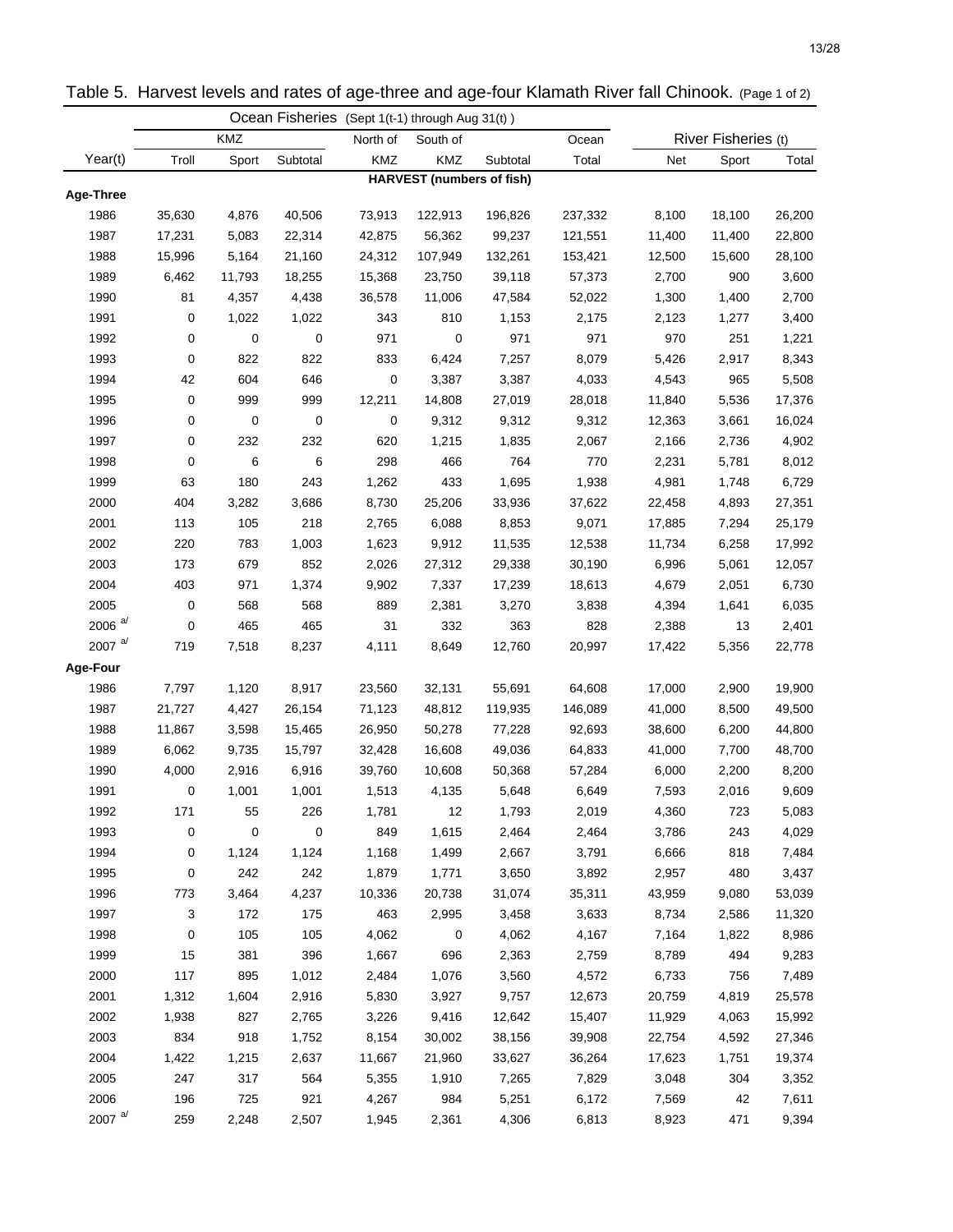Table 5. Harvest levels and rates of age-three and age-four Klamath River fall Chinook. (Page 1 of 2)

| | Ocean Fisheries (Sept 1(t-1) through Aug 31(t)) | | | | | | | River Fisheries (t) | | |
|---|---|---|---|---|---|---|---|---|---|---|
| | KMZ | | | North of | South of | | Ocean | | | |
| Year(t) | Troll | Sport | Subtotal | KMZ | KMZ | Subtotal | Total | Net | Sport | Total |
| | | | | | **HARVEST (numbers of fish)** | | | | | |
| **Age-Three** | | | | | | | | | | |
| 1986 | 35,630 | 4,876 | 40,506 | 73,913 | 122,913 | 196,826 | 237,332 | 8,100 | 18,100 | 26,200 |
| 1987 | 17,231 | 5,083 | 22,314 | 42,875 | 56,362 | 99,237 | 121,551 | 11,400 | 11,400 | 22,800 |
| 1988 | 15,996 | 5,164 | 21,160 | 24,312 | 107,949 | 132,261 | 153,421 | 12,500 | 15,600 | 28,100 |
| 1989 | 6,462 | 11,793 | 18,255 | 15,368 | 23,750 | 39,118 | 57,373 | 2,700 | 900 | 3,600 |
| 1990 | 81 | 4,357 | 4,438 | 36,578 | 11,006 | 47,584 | 52,022 | 1,300 | 1,400 | 2,700 |
| 1991 | 0 | 1,022 | 1,022 | 343 | 810 | 1,153 | 2,175 | 2,123 | 1,277 | 3,400 |
| 1992 | 0 | 0 | 0 | 971 | 0 | 971 | 971 | 970 | 251 | 1,221 |
| 1993 | 0 | 822 | 822 | 833 | 6,424 | 7,257 | 8,079 | 5,426 | 2,917 | 8,343 |
| 1994 | 42 | 604 | 646 | 0 | 3,387 | 3,387 | 4,033 | 4,543 | 965 | 5,508 |
| 1995 | 0 | 999 | 999 | 12,211 | 14,808 | 27,019 | 28,018 | 11,840 | 5,536 | 17,376 |
| 1996 | 0 | 0 | 0 | 0 | 9,312 | 9,312 | 9,312 | 12,363 | 3,661 | 16,024 |
| 1997 | 0 | 232 | 232 | 620 | 1,215 | 1,835 | 2,067 | 2,166 | 2,736 | 4,902 |
| 1998 | 0 | 6 | 6 | 298 | 466 | 764 | 770 | 2,231 | 5,781 | 8,012 |
| 1999 | 63 | 180 | 243 | 1,262 | 433 | 1,695 | 1,938 | 4,981 | 1,748 | 6,729 |
| 2000 | 404 | 3,282 | 3,686 | 8,730 | 25,206 | 33,936 | 37,622 | 22,458 | 4,893 | 27,351 |
| 2001 | 113 | 105 | 218 | 2,765 | 6,088 | 8,853 | 9,071 | 17,885 | 7,294 | 25,179 |
| 2002 | 220 | 783 | 1,003 | 1,623 | 9,912 | 11,535 | 12,538 | 11,734 | 6,258 | 17,992 |
| 2003 | 173 | 679 | 852 | 2,026 | 27,312 | 29,338 | 30,190 | 6,996 | 5,061 | 12,057 |
| 2004 | 403 | 971 | 1,374 | 9,902 | 7,337 | 17,239 | 18,613 | 4,679 | 2,051 | 6,730 |
| 2005 | 0 | 568 | 568 | 889 | 2,381 | 3,270 | 3,838 | 4,394 | 1,641 | 6,035 |
| 2006 [a/] | 0 | 465 | 465 | 31 | 332 | 363 | 828 | 2,388 | 13 | 2,401 |
| 2007 [a/] | 719 | 7,518 | 8,237 | 4,111 | 8,649 | 12,760 | 20,997 | 17,422 | 5,356 | 22,778 |
| **Age-Four** | | | | | | | | | | |
| 1986 | 7,797 | 1,120 | 8,917 | 23,560 | 32,131 | 55,691 | 64,608 | 17,000 | 2,900 | 19,900 |
| 1987 | 21,727 | 4,427 | 26,154 | 71,123 | 48,812 | 119,935 | 146,089 | 41,000 | 8,500 | 49,500 |
| 1988 | 11,867 | 3,598 | 15,465 | 26,950 | 50,278 | 77,228 | 92,693 | 38,600 | 6,200 | 44,800 |
| 1989 | 6,062 | 9,735 | 15,797 | 32,428 | 16,608 | 49,036 | 64,833 | 41,000 | 7,700 | 48,700 |
| 1990 | 4,000 | 2,916 | 6,916 | 39,760 | 10,608 | 50,368 | 57,284 | 6,000 | 2,200 | 8,200 |
| 1991 | 0 | 1,001 | 1,001 | 1,513 | 4,135 | 5,648 | 6,649 | 7,593 | 2,016 | 9,609 |
| 1992 | 171 | 55 | 226 | 1,781 | 12 | 1,793 | 2,019 | 4,360 | 723 | 5,083 |
| 1993 | 0 | 0 | 0 | 849 | 1,615 | 2,464 | 2,464 | 3,786 | 243 | 4,029 |
| 1994 | 0 | 1,124 | 1,124 | 1,168 | 1,499 | 2,667 | 3,791 | 6,666 | 818 | 7,484 |
| 1995 | 0 | 242 | 242 | 1,879 | 1,771 | 3,650 | 3,892 | 2,957 | 480 | 3,437 |
| 1996 | 773 | 3,464 | 4,237 | 10,336 | 20,738 | 31,074 | 35,311 | 43,959 | 9,080 | 53,039 |
| 1997 | 3 | 172 | 175 | 463 | 2,995 | 3,458 | 3,633 | 8,734 | 2,586 | 11,320 |
| 1998 | 0 | 105 | 105 | 4,062 | 0 | 4,062 | 4,167 | 7,164 | 1,822 | 8,986 |
| 1999 | 15 | 381 | 396 | 1,667 | 696 | 2,363 | 2,759 | 8,789 | 494 | 9,283 |
| 2000 | 117 | 895 | 1,012 | 2,484 | 1,076 | 3,560 | 4,572 | 6,733 | 756 | 7,489 |
| 2001 | 1,312 | 1,604 | 2,916 | 5,830 | 3,927 | 9,757 | 12,673 | 20,759 | 4,819 | 25,578 |
| 2002 | 1,938 | 827 | 2,765 | 3,226 | 9,416 | 12,642 | 15,407 | 11,929 | 4,063 | 15,992 |
| 2003 | 834 | 918 | 1,752 | 8,154 | 30,002 | 38,156 | 39,908 | 22,754 | 4,592 | 27,346 |
| 2004 | 1,422 | 1,215 | 2,637 | 11,667 | 21,960 | 33,627 | 36,264 | 17,623 | 1,751 | 19,374 |
| 2005 | 247 | 317 | 564 | 5,355 | 1,910 | 7,265 | 7,829 | 3,048 | 304 | 3,352 |
| 2006 | 196 | 725 | 921 | 4,267 | 984 | 5,251 | 6,172 | 7,569 | 42 | 7,611 |
| 2007 [a/] | 259 | 2,248 | 2,507 | 1,945 | 2,361 | 4,306 | 6,813 | 8,923 | 471 | 9,394 |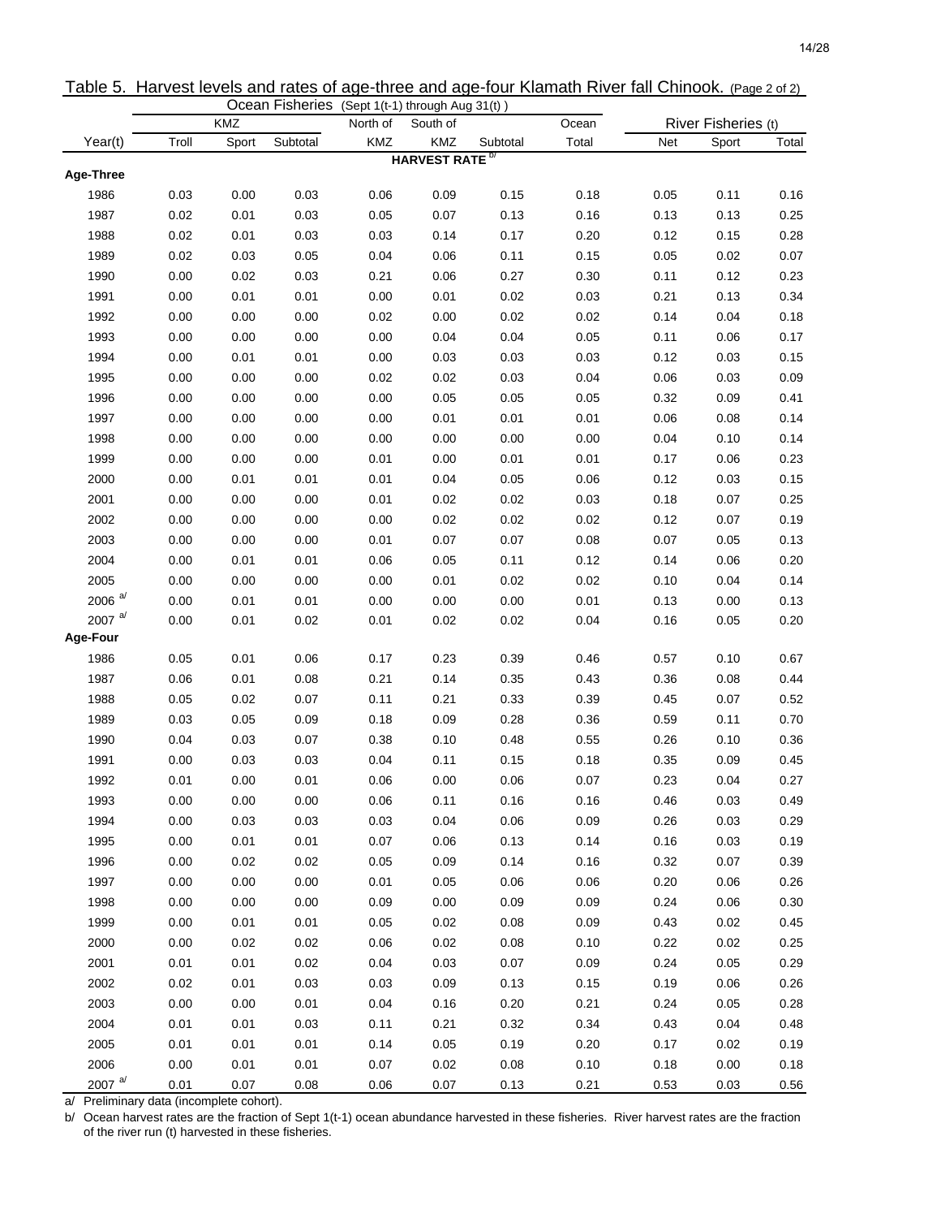Table 5. Harvest levels and rates of age-three and age-four Klamath River fall Chinook. (Page 2 of 2)

| | Ocean Fisheries (Sept 1(t-1) through Aug 31(t)) | | | | | | | River Fisheries (t) | | |
|---|---|---|---|---|---|---|---|---|---|---|
| | KMZ | | | North of | South of | | Ocean | | | |
| Year(t) | Troll | Sport | Subtotal | KMZ | KMZ | Subtotal | Total | Net | Sport | Total |
| | | | | | HARVEST RATE [b/] | | | | | |
| **Age-Three** | | | | | | | | | | |
| 1986 | 0.03 | 0.00 | 0.03 | 0.06 | 0.09 | 0.15 | 0.18 | 0.05 | 0.11 | 0.16 |
| 1987 | 0.02 | 0.01 | 0.03 | 0.05 | 0.07 | 0.13 | 0.16 | 0.13 | 0.13 | 0.25 |
| 1988 | 0.02 | 0.01 | 0.03 | 0.03 | 0.14 | 0.17 | 0.20 | 0.12 | 0.15 | 0.28 |
| 1989 | 0.02 | 0.03 | 0.05 | 0.04 | 0.06 | 0.11 | 0.15 | 0.05 | 0.02 | 0.07 |
| 1990 | 0.00 | 0.02 | 0.03 | 0.21 | 0.06 | 0.27 | 0.30 | 0.11 | 0.12 | 0.23 |
| 1991 | 0.00 | 0.01 | 0.01 | 0.00 | 0.01 | 0.02 | 0.03 | 0.21 | 0.13 | 0.34 |
| 1992 | 0.00 | 0.00 | 0.00 | 0.02 | 0.00 | 0.02 | 0.02 | 0.14 | 0.04 | 0.18 |
| 1993 | 0.00 | 0.00 | 0.00 | 0.00 | 0.04 | 0.04 | 0.05 | 0.11 | 0.06 | 0.17 |
| 1994 | 0.00 | 0.01 | 0.01 | 0.00 | 0.03 | 0.03 | 0.03 | 0.12 | 0.03 | 0.15 |
| 1995 | 0.00 | 0.00 | 0.00 | 0.02 | 0.02 | 0.03 | 0.04 | 0.06 | 0.03 | 0.09 |
| 1996 | 0.00 | 0.00 | 0.00 | 0.00 | 0.05 | 0.05 | 0.05 | 0.32 | 0.09 | 0.41 |
| 1997 | 0.00 | 0.00 | 0.00 | 0.00 | 0.01 | 0.01 | 0.01 | 0.06 | 0.08 | 0.14 |
| 1998 | 0.00 | 0.00 | 0.00 | 0.00 | 0.00 | 0.00 | 0.00 | 0.04 | 0.10 | 0.14 |
| 1999 | 0.00 | 0.00 | 0.00 | 0.01 | 0.00 | 0.01 | 0.01 | 0.17 | 0.06 | 0.23 |
| 2000 | 0.00 | 0.01 | 0.01 | 0.01 | 0.04 | 0.05 | 0.06 | 0.12 | 0.03 | 0.15 |
| 2001 | 0.00 | 0.00 | 0.00 | 0.01 | 0.02 | 0.02 | 0.03 | 0.18 | 0.07 | 0.25 |
| 2002 | 0.00 | 0.00 | 0.00 | 0.00 | 0.02 | 0.02 | 0.02 | 0.12 | 0.07 | 0.19 |
| 2003 | 0.00 | 0.00 | 0.00 | 0.01 | 0.07 | 0.07 | 0.08 | 0.07 | 0.05 | 0.13 |
| 2004 | 0.00 | 0.01 | 0.01 | 0.06 | 0.05 | 0.11 | 0.12 | 0.14 | 0.06 | 0.20 |
| 2005 | 0.00 | 0.00 | 0.00 | 0.00 | 0.01 | 0.02 | 0.02 | 0.10 | 0.04 | 0.14 |
| 2006 [a/] | 0.00 | 0.01 | 0.01 | 0.00 | 0.00 | 0.00 | 0.01 | 0.13 | 0.00 | 0.13 |
| 2007 [a/] | 0.00 | 0.01 | 0.02 | 0.01 | 0.02 | 0.02 | 0.04 | 0.16 | 0.05 | 0.20 |
| **Age-Four** | | | | | | | | | | |
| 1986 | 0.05 | 0.01 | 0.06 | 0.17 | 0.23 | 0.39 | 0.46 | 0.57 | 0.10 | 0.67 |
| 1987 | 0.06 | 0.01 | 0.08 | 0.21 | 0.14 | 0.35 | 0.43 | 0.36 | 0.08 | 0.44 |
| 1988 | 0.05 | 0.02 | 0.07 | 0.11 | 0.21 | 0.33 | 0.39 | 0.45 | 0.07 | 0.52 |
| 1989 | 0.03 | 0.05 | 0.09 | 0.18 | 0.09 | 0.28 | 0.36 | 0.59 | 0.11 | 0.70 |
| 1990 | 0.04 | 0.03 | 0.07 | 0.38 | 0.10 | 0.48 | 0.55 | 0.26 | 0.10 | 0.36 |
| 1991 | 0.00 | 0.03 | 0.03 | 0.04 | 0.11 | 0.15 | 0.18 | 0.35 | 0.09 | 0.45 |
| 1992 | 0.01 | 0.00 | 0.01 | 0.06 | 0.00 | 0.06 | 0.07 | 0.23 | 0.04 | 0.27 |
| 1993 | 0.00 | 0.00 | 0.00 | 0.06 | 0.11 | 0.16 | 0.16 | 0.46 | 0.03 | 0.49 |
| 1994 | 0.00 | 0.03 | 0.03 | 0.03 | 0.04 | 0.06 | 0.09 | 0.26 | 0.03 | 0.29 |
| 1995 | 0.00 | 0.01 | 0.01 | 0.07 | 0.06 | 0.13 | 0.14 | 0.16 | 0.03 | 0.19 |
| 1996 | 0.00 | 0.02 | 0.02 | 0.05 | 0.09 | 0.14 | 0.16 | 0.32 | 0.07 | 0.39 |
| 1997 | 0.00 | 0.00 | 0.00 | 0.01 | 0.05 | 0.06 | 0.06 | 0.20 | 0.06 | 0.26 |
| 1998 | 0.00 | 0.00 | 0.00 | 0.09 | 0.00 | 0.09 | 0.09 | 0.24 | 0.06 | 0.30 |
| 1999 | 0.00 | 0.01 | 0.01 | 0.05 | 0.02 | 0.08 | 0.09 | 0.43 | 0.02 | 0.45 |
| 2000 | 0.00 | 0.02 | 0.02 | 0.06 | 0.02 | 0.08 | 0.10 | 0.22 | 0.02 | 0.25 |
| 2001 | 0.01 | 0.01 | 0.02 | 0.04 | 0.03 | 0.07 | 0.09 | 0.24 | 0.05 | 0.29 |
| 2002 | 0.02 | 0.01 | 0.03 | 0.03 | 0.09 | 0.13 | 0.15 | 0.19 | 0.06 | 0.26 |
| 2003 | 0.00 | 0.00 | 0.01 | 0.04 | 0.16 | 0.20 | 0.21 | 0.24 | 0.05 | 0.28 |
| 2004 | 0.01 | 0.01 | 0.03 | 0.11 | 0.21 | 0.32 | 0.34 | 0.43 | 0.04 | 0.48 |
| 2005 | 0.01 | 0.01 | 0.01 | 0.14 | 0.05 | 0.19 | 0.20 | 0.17 | 0.02 | 0.19 |
| 2006 | 0.00 | 0.01 | 0.01 | 0.07 | 0.02 | 0.08 | 0.10 | 0.18 | 0.00 | 0.18 |
| 2007 [a/] | 0.01 | 0.07 | 0.08 | 0.06 | 0.07 | 0.13 | 0.21 | 0.53 | 0.03 | 0.56 |

a/ Preliminary data (incomplete cohort).

b/ Ocean harvest rates are the fraction of Sept 1(t-1) ocean abundance harvested in these fisheries. River harvest rates are the fraction of the river run (t) harvested in these fisheries.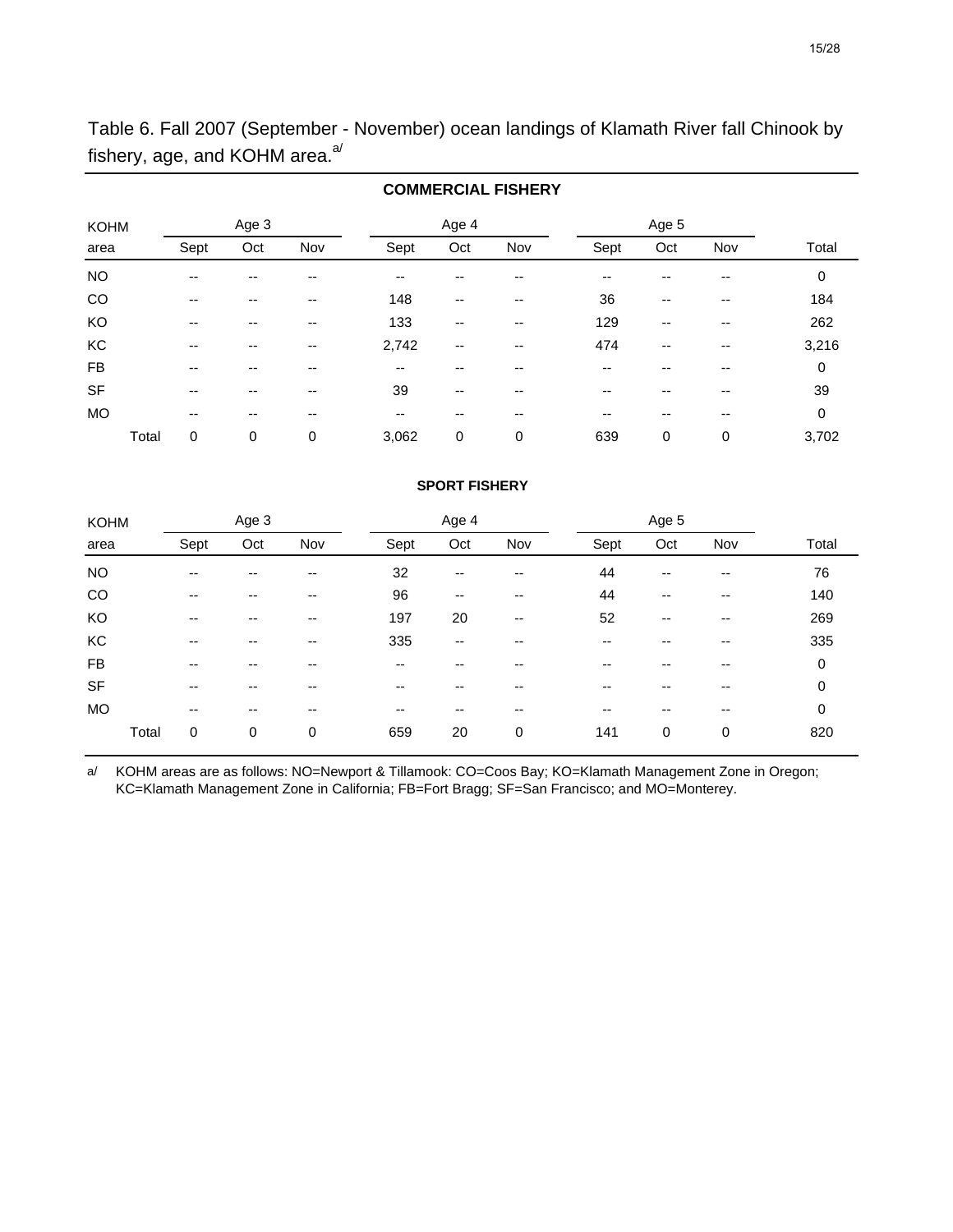Table 6. Fall 2007 (September - November) ocean landings of Klamath River fall Chinook by fishery, age, and KOHM area.[a/]

**COMMERCIAL FISHERY**

| KOHM | Age 3 | | | Age 4 | | | Age 5 | | | |
|---|---|---|---|---|---|---|---|---|---|---|
| area | Sept | Oct | Nov | Sept | Oct | Nov | Sept | Oct | Nov | Total |
| NO | -- | -- | -- | -- | -- | -- | -- | -- | -- | 0 |
| CO | -- | -- | -- | 148 | -- | -- | 36 | -- | -- | 184 |
| KO | -- | -- | -- | 133 | -- | -- | 129 | -- | -- | 262 |
| KC | -- | -- | -- | 2,742 | -- | -- | 474 | -- | -- | 3,216 |
| FB | -- | -- | -- | -- | -- | -- | -- | -- | -- | 0 |
| SF | -- | -- | -- | 39 | -- | -- | -- | -- | -- | 39 |
| MO | -- | -- | -- | -- | -- | -- | -- | -- | -- | 0 |
| Total | 0 | 0 | 0 | 3,062 | 0 | 0 | 639 | 0 | 0 | 3,702 |

**SPORT FISHERY**

| KOHM | Age 3 | | | Age 4 | | | Age 5 | | | |
|---|---|---|---|---|---|---|---|---|---|---|
| area | Sept | Oct | Nov | Sept | Oct | Nov | Sept | Oct | Nov | Total |
| NO | -- | -- | -- | 32 | -- | -- | 44 | -- | -- | 76 |
| CO | -- | -- | -- | 96 | -- | -- | 44 | -- | -- | 140 |
| KO | -- | -- | -- | 197 | 20 | -- | 52 | -- | -- | 269 |
| KC | -- | -- | -- | 335 | -- | -- | -- | -- | -- | 335 |
| FB | -- | -- | -- | -- | -- | -- | -- | -- | -- | 0 |
| SF | -- | -- | -- | -- | -- | -- | -- | -- | -- | 0 |
| MO | -- | -- | -- | -- | -- | -- | -- | -- | -- | 0 |
| Total | 0 | 0 | 0 | 659 | 20 | 0 | 141 | 0 | 0 | 820 |

a/ KOHM areas are as follows: NO=Newport & Tillamook: CO=Coos Bay; KO=Klamath Management Zone in Oregon; KC=Klamath Management Zone in California; FB=Fort Bragg; SF=San Francisco; and MO=Monterey.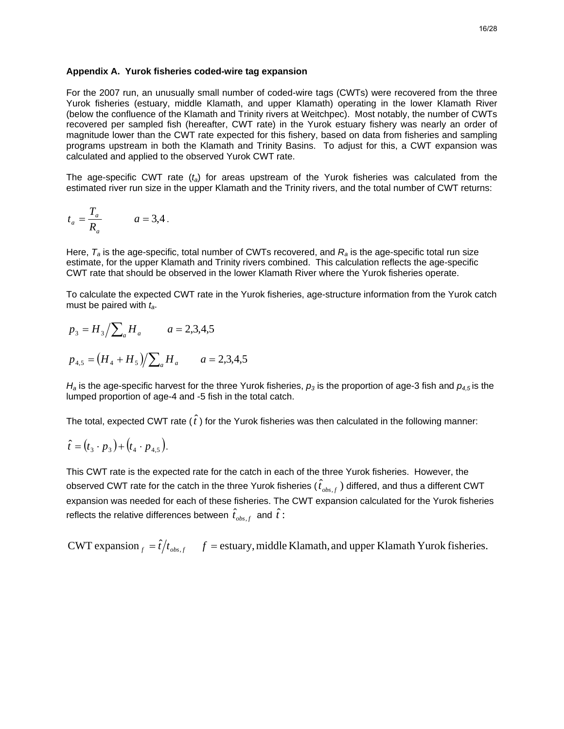**Appendix A. Yurok fisheries coded-wire tag expansion**

For the 2007 run, an unusually small number of coded-wire tags (CWTs) were recovered from the three Yurok fisheries (estuary, middle Klamath, and upper Klamath) operating in the lower Klamath River (below the confluence of the Klamath and Trinity rivers at Weitchpec). Most notably, the number of CWTs recovered per sampled fish (hereafter, CWT rate) in the Yurok estuary fishery was nearly an order of magnitude lower than the CWT rate expected for this fishery, based on data from fisheries and sampling programs upstream in both the Klamath and Trinity Basins. To adjust for this, a CWT expansion was calculated and applied to the observed Yurok CWT rate.

The age-specific CWT rate ($t_a$) for areas upstream of the Yurok fisheries was calculated from the estimated river run size in the upper Klamath and the Trinity rivers, and the total number of CWT returns:

$$t_a = \frac{T_a}{R_a} \qquad a = 3,4.$$

Here, $T_a$ is the age-specific, total number of CWTs recovered, and $R_a$ is the age-specific total run size estimate, for the upper Klamath and Trinity rivers combined. This calculation reflects the age-specific CWT rate that should be observed in the lower Klamath River where the Yurok fisheries operate.

To calculate the expected CWT rate in the Yurok fisheries, age-structure information from the Yurok catch must be paired with $t_a$.

$$p_3 = H_3 \Big/ \sum_a H_a \qquad a = 2,3,4,5$$

$$p_{4,5} = \left(H_4 + H_5\right) \Big/ \sum_a H_a \qquad a = 2,3,4,5$$

$H_a$ is the age-specific harvest for the three Yurok fisheries, $p_3$ is the proportion of age-3 fish and $p_{4,5}$ is the lumped proportion of age-4 and -5 fish in the total catch.

The total, expected CWT rate ($\hat{t}$) for the Yurok fisheries was then calculated in the following manner:

$$\hat{t} = \left(t_3 \cdot p_3\right) + \left(t_4 \cdot p_{4,5}\right).$$

This CWT rate is the expected rate for the catch in each of the three Yurok fisheries. However, the observed CWT rate for the catch in the three Yurok fisheries ($\hat{t}_{obs,f}$) differed, and thus a different CWT expansion was needed for each of these fisheries. The CWT expansion calculated for the Yurok fisheries reflects the relative differences between $\hat{t}_{obs,f}$ and $\hat{t}$:

$$\text{CWT expansion}_f = \hat{t} \big/ t_{obs,f} \qquad f = \text{estuary, middle Klamath, and upper Klamath Yurok fisheries.}$$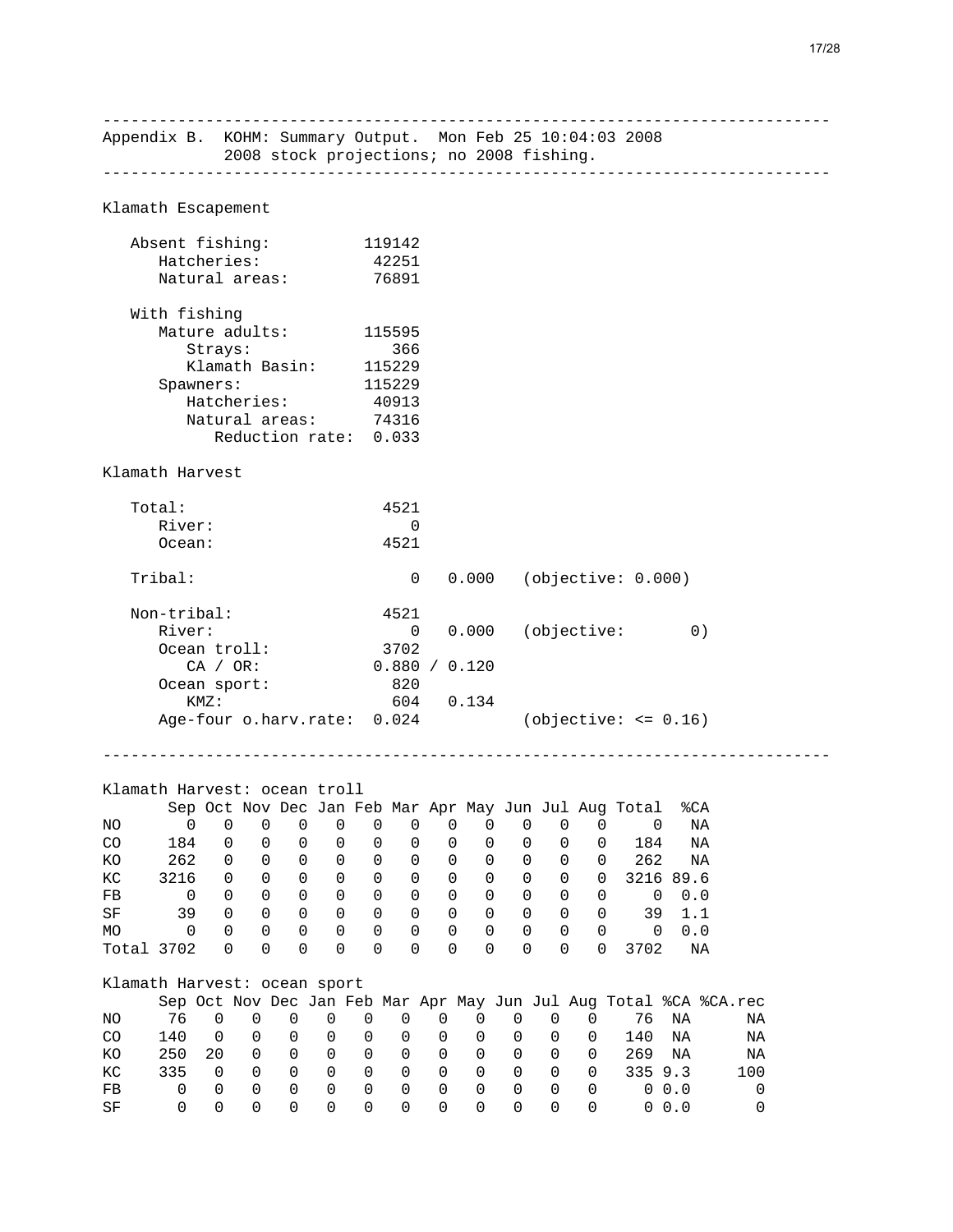---

Appendix B. KOHM: Summary Output. Mon Feb 25 10:04:03 2008
2008 stock projections; no 2008 fishing.

---

```
Klamath Escapement

   Absent fishing:          119142
      Hatcheries:            42251
      Natural areas:         76891

   With fishing
      Mature adults:        115595
         Strays:               366
         Klamath Basin:     115229
      Spawners:             115229
         Hatcheries:         40913
         Natural areas:      74316
            Reduction rate:  0.033

Klamath Harvest

   Total:                     4521
      River:                     0
      Ocean:                  4521

   Tribal:                       0   0.000   (objective: 0.000)

   Non-tribal:                4521
      River:                     0   0.000   (objective:       0)
      Ocean troll:            3702
         CA / OR:            0.880 / 0.120
      Ocean sport:             820
         KMZ:                  604   0.134
      Age-four o.harv.rate:  0.024           (objective: <= 0.16)
```

---

Klamath Harvest: ocean troll

| | Sep | Oct | Nov | Dec | Jan | Feb | Mar | Apr | May | Jun | Jul | Aug | Total | %CA |
|---|---|---|---|---|---|---|---|---|---|---|---|---|---|---|
| NO | 0 | 0 | 0 | 0 | 0 | 0 | 0 | 0 | 0 | 0 | 0 | 0 | 0 | NA |
| CO | 184 | 0 | 0 | 0 | 0 | 0 | 0 | 0 | 0 | 0 | 0 | 0 | 184 | NA |
| KO | 262 | 0 | 0 | 0 | 0 | 0 | 0 | 0 | 0 | 0 | 0 | 0 | 262 | NA |
| KC | 3216 | 0 | 0 | 0 | 0 | 0 | 0 | 0 | 0 | 0 | 0 | 0 | 3216 | 89.6 |
| FB | 0 | 0 | 0 | 0 | 0 | 0 | 0 | 0 | 0 | 0 | 0 | 0 | 0 | 0.0 |
| SF | 39 | 0 | 0 | 0 | 0 | 0 | 0 | 0 | 0 | 0 | 0 | 0 | 39 | 1.1 |
| MO | 0 | 0 | 0 | 0 | 0 | 0 | 0 | 0 | 0 | 0 | 0 | 0 | 0 | 0.0 |
| Total | 3702 | 0 | 0 | 0 | 0 | 0 | 0 | 0 | 0 | 0 | 0 | 0 | 3702 | NA |

Klamath Harvest: ocean sport

| | Sep | Oct | Nov | Dec | Jan | Feb | Mar | Apr | May | Jun | Jul | Aug | Total | %CA | %CA.rec |
|---|---|---|---|---|---|---|---|---|---|---|---|---|---|---|---|
| NO | 76 | 0 | 0 | 0 | 0 | 0 | 0 | 0 | 0 | 0 | 0 | 0 | 76 | NA | NA |
| CO | 140 | 0 | 0 | 0 | 0 | 0 | 0 | 0 | 0 | 0 | 0 | 0 | 140 | NA | NA |
| KO | 250 | 20 | 0 | 0 | 0 | 0 | 0 | 0 | 0 | 0 | 0 | 0 | 269 | NA | NA |
| KC | 335 | 0 | 0 | 0 | 0 | 0 | 0 | 0 | 0 | 0 | 0 | 0 | 335 | 9.3 | 100 |
| FB | 0 | 0 | 0 | 0 | 0 | 0 | 0 | 0 | 0 | 0 | 0 | 0 | 0 | 0.0 | 0 |
| SF | 0 | 0 | 0 | 0 | 0 | 0 | 0 | 0 | 0 | 0 | 0 | 0 | 0 | 0.0 | 0 |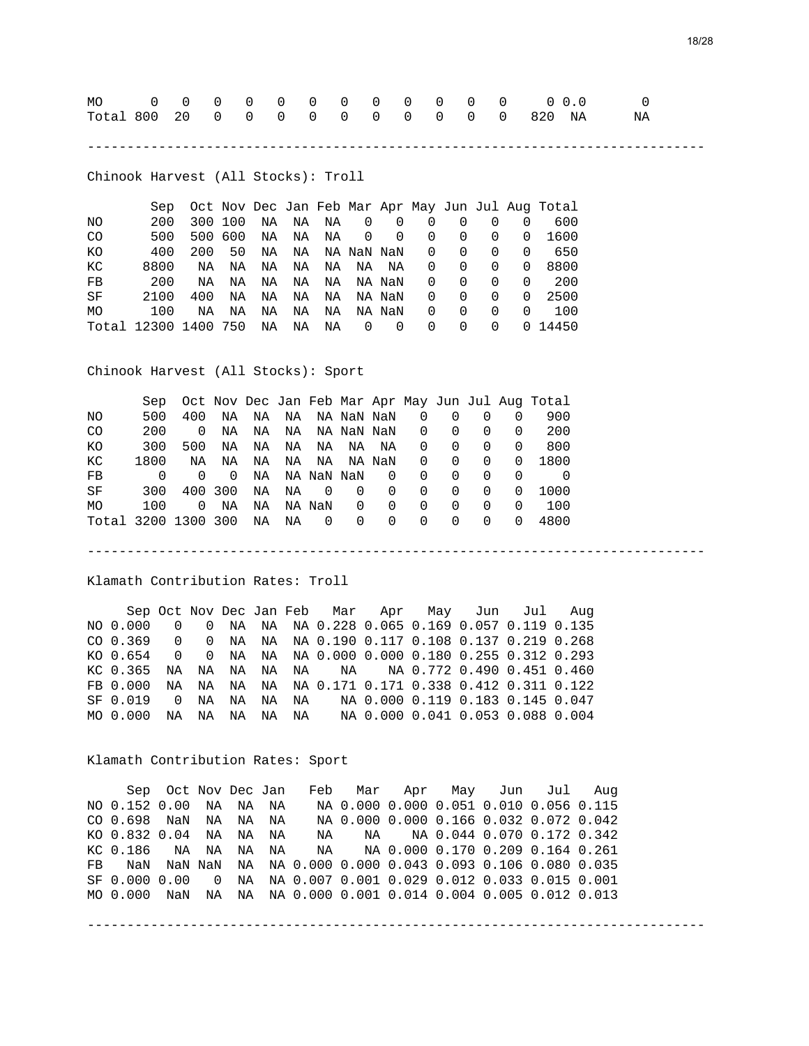| | | | | | | | | | | | | | | | |
|---|---|---|---|---|---|---|---|---|---|---|---|---|---|---|---|
| MO | 0 | 0 | 0 | 0 | 0 | 0 | 0 | 0 | 0 | 0 | 0 | 0 | 0 | 0.0 | 0 |
| Total | 800 | 20 | 0 | 0 | 0 | 0 | 0 | 0 | 0 | 0 | 0 | 0 | 820 | NA | NA |

---

Chinook Harvest (All Stocks): Troll

| | Sep | Oct | Nov | Dec | Jan | Feb | Mar | Apr | May | Jun | Jul | Aug | Total |
|---|---|---|---|---|---|---|---|---|---|---|---|---|---|
| NO | 200 | 300 | 100 | NA | NA | NA | 0 | 0 | 0 | 0 | 0 | 0 | 600 |
| CO | 500 | 500 | 600 | NA | NA | NA | 0 | 0 | 0 | 0 | 0 | 0 | 1600 |
| KO | 400 | 200 | 50 | NA | NA | NA | NaN | NaN | 0 | 0 | 0 | 0 | 650 |
| KC | 8800 | NA | NA | NA | NA | NA | NA | NA | 0 | 0 | 0 | 0 | 8800 |
| FB | 200 | NA | NA | NA | NA | NA | NA | NaN | 0 | 0 | 0 | 0 | 200 |
| SF | 2100 | 400 | NA | NA | NA | NA | NA | NaN | 0 | 0 | 0 | 0 | 2500 |
| MO | 100 | NA | NA | NA | NA | NA | NA | NaN | 0 | 0 | 0 | 0 | 100 |
| Total | 12300 | 1400 | 750 | NA | NA | NA | 0 | 0 | 0 | 0 | 0 | 0 | 14450 |

Chinook Harvest (All Stocks): Sport

| | Sep | Oct | Nov | Dec | Jan | Feb | Mar | Apr | May | Jun | Jul | Aug | Total |
|---|---|---|---|---|---|---|---|---|---|---|---|---|---|
| NO | 500 | 400 | NA | NA | NA | NA | NaN | NaN | 0 | 0 | 0 | 0 | 900 |
| CO | 200 | 0 | NA | NA | NA | NA | NaN | NaN | 0 | 0 | 0 | 0 | 200 |
| KO | 300 | 500 | NA | NA | NA | NA | NA | NA | 0 | 0 | 0 | 0 | 800 |
| KC | 1800 | NA | NA | NA | NA | NA | NA | NaN | 0 | 0 | 0 | 0 | 1800 |
| FB | 0 | 0 | 0 | NA | NA | NaN | NaN | 0 | 0 | 0 | 0 | 0 | 0 |
| SF | 300 | 400 | 300 | NA | NA | 0 | 0 | 0 | 0 | 0 | 0 | 0 | 1000 |
| MO | 100 | 0 | NA | NA | NA | NaN | 0 | 0 | 0 | 0 | 0 | 0 | 100 |
| Total | 3200 | 1300 | 300 | NA | NA | 0 | 0 | 0 | 0 | 0 | 0 | 0 | 4800 |

---

Klamath Contribution Rates: Troll

| | Sep | Oct | Nov | Dec | Jan | Feb | Mar | Apr | May | Jun | Jul | Aug |
|---|---|---|---|---|---|---|---|---|---|---|---|---|
| NO | 0.000 | 0 | 0 | NA | NA | NA | 0.228 | 0.065 | 0.169 | 0.057 | 0.119 | 0.135 |
| CO | 0.369 | 0 | 0 | NA | NA | NA | 0.190 | 0.117 | 0.108 | 0.137 | 0.219 | 0.268 |
| KO | 0.654 | 0 | 0 | NA | NA | NA | 0.000 | 0.000 | 0.180 | 0.255 | 0.312 | 0.293 |
| KC | 0.365 | NA | NA | NA | NA | NA | NA | | 0.772 | 0.490 | 0.451 | 0.460 |
| FB | 0.000 | NA | NA | NA | NA | NA | 0.171 | 0.171 | 0.338 | 0.412 | 0.311 | 0.122 |
| SF | 0.019 | 0 | NA | NA | NA | NA | NA | 0.000 | 0.119 | 0.183 | 0.145 | 0.047 |
| MO | 0.000 | NA | NA | NA | NA | NA | NA | 0.000 | 0.041 | 0.053 | 0.088 | 0.004 |

Klamath Contribution Rates: Sport

| | Sep | Oct | Nov | Dec | Jan | Feb | Mar | Apr | May | Jun | Jul | Aug |
|---|---|---|---|---|---|---|---|---|---|---|---|---|
| NO | 0.152 | 0.00 | NA | NA | NA | NA | 0.000 | 0.000 | 0.051 | 0.010 | 0.056 | 0.115 |
| CO | 0.698 | NaN | NA | NA | NA | NA | 0.000 | 0.000 | 0.166 | 0.032 | 0.072 | 0.042 |
| KO | 0.832 | 0.04 | NA | NA | NA | NA | NA | NA | 0.044 | 0.070 | 0.172 | 0.342 |
| KC | 0.186 | NA | NA | NA | NA | NA | NA | 0.000 | 0.170 | 0.209 | 0.164 | 0.261 |
| FB | NaN | NaN | NaN | NA | NA | 0.000 | 0.000 | 0.043 | 0.093 | 0.106 | 0.080 | 0.035 |
| SF | 0.000 | 0.00 | 0 | NA | NA | 0.007 | 0.001 | 0.029 | 0.012 | 0.033 | 0.015 | 0.001 |
| MO | 0.000 | NaN | NA | NA | NA | 0.000 | 0.001 | 0.014 | 0.004 | 0.005 | 0.012 | 0.013 |

---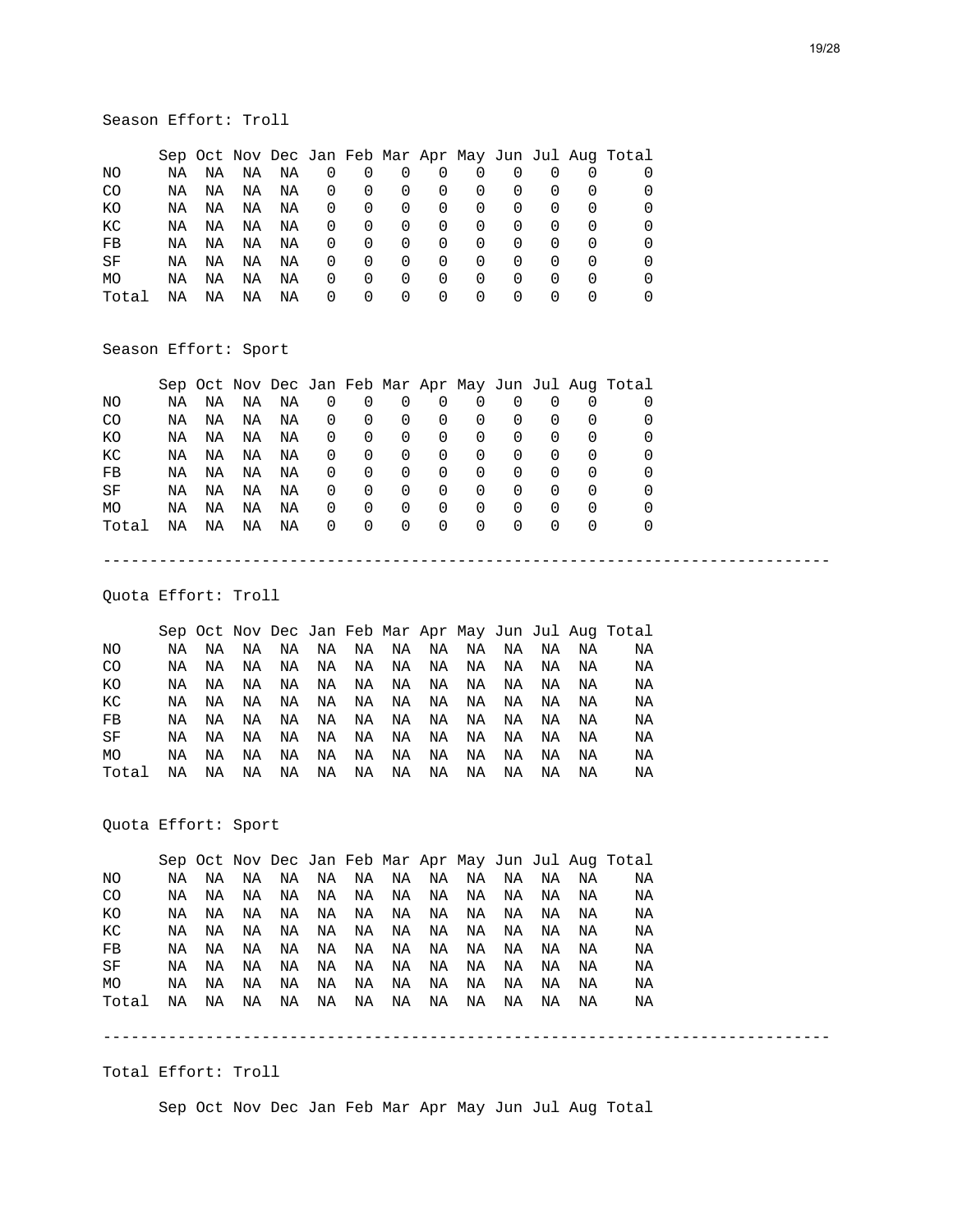Season Effort: Troll

| | Sep | Oct | Nov | Dec | Jan | Feb | Mar | Apr | May | Jun | Jul | Aug | Total |
|---|---|---|---|---|---|---|---|---|---|---|---|---|---|
| NO | NA | NA | NA | NA | 0 | 0 | 0 | 0 | 0 | 0 | 0 | 0 | 0 |
| CO | NA | NA | NA | NA | 0 | 0 | 0 | 0 | 0 | 0 | 0 | 0 | 0 |
| KO | NA | NA | NA | NA | 0 | 0 | 0 | 0 | 0 | 0 | 0 | 0 | 0 |
| KC | NA | NA | NA | NA | 0 | 0 | 0 | 0 | 0 | 0 | 0 | 0 | 0 |
| FB | NA | NA | NA | NA | 0 | 0 | 0 | 0 | 0 | 0 | 0 | 0 | 0 |
| SF | NA | NA | NA | NA | 0 | 0 | 0 | 0 | 0 | 0 | 0 | 0 | 0 |
| MO | NA | NA | NA | NA | 0 | 0 | 0 | 0 | 0 | 0 | 0 | 0 | 0 |
| Total | NA | NA | NA | NA | 0 | 0 | 0 | 0 | 0 | 0 | 0 | 0 | 0 |

Season Effort: Sport

| | Sep | Oct | Nov | Dec | Jan | Feb | Mar | Apr | May | Jun | Jul | Aug | Total |
|---|---|---|---|---|---|---|---|---|---|---|---|---|---|
| NO | NA | NA | NA | NA | 0 | 0 | 0 | 0 | 0 | 0 | 0 | 0 | 0 |
| CO | NA | NA | NA | NA | 0 | 0 | 0 | 0 | 0 | 0 | 0 | 0 | 0 |
| KO | NA | NA | NA | NA | 0 | 0 | 0 | 0 | 0 | 0 | 0 | 0 | 0 |
| KC | NA | NA | NA | NA | 0 | 0 | 0 | 0 | 0 | 0 | 0 | 0 | 0 |
| FB | NA | NA | NA | NA | 0 | 0 | 0 | 0 | 0 | 0 | 0 | 0 | 0 |
| SF | NA | NA | NA | NA | 0 | 0 | 0 | 0 | 0 | 0 | 0 | 0 | 0 |
| MO | NA | NA | NA | NA | 0 | 0 | 0 | 0 | 0 | 0 | 0 | 0 | 0 |
| Total | NA | NA | NA | NA | 0 | 0 | 0 | 0 | 0 | 0 | 0 | 0 | 0 |

---

Quota Effort: Troll

| | Sep | Oct | Nov | Dec | Jan | Feb | Mar | Apr | May | Jun | Jul | Aug | Total |
|---|---|---|---|---|---|---|---|---|---|---|---|---|---|
| NO | NA | NA | NA | NA | NA | NA | NA | NA | NA | NA | NA | NA | NA |
| CO | NA | NA | NA | NA | NA | NA | NA | NA | NA | NA | NA | NA | NA |
| KO | NA | NA | NA | NA | NA | NA | NA | NA | NA | NA | NA | NA | NA |
| KC | NA | NA | NA | NA | NA | NA | NA | NA | NA | NA | NA | NA | NA |
| FB | NA | NA | NA | NA | NA | NA | NA | NA | NA | NA | NA | NA | NA |
| SF | NA | NA | NA | NA | NA | NA | NA | NA | NA | NA | NA | NA | NA |
| MO | NA | NA | NA | NA | NA | NA | NA | NA | NA | NA | NA | NA | NA |
| Total | NA | NA | NA | NA | NA | NA | NA | NA | NA | NA | NA | NA | NA |

Quota Effort: Sport

| | Sep | Oct | Nov | Dec | Jan | Feb | Mar | Apr | May | Jun | Jul | Aug | Total |
|---|---|---|---|---|---|---|---|---|---|---|---|---|---|
| NO | NA | NA | NA | NA | NA | NA | NA | NA | NA | NA | NA | NA | NA |
| CO | NA | NA | NA | NA | NA | NA | NA | NA | NA | NA | NA | NA | NA |
| KO | NA | NA | NA | NA | NA | NA | NA | NA | NA | NA | NA | NA | NA |
| KC | NA | NA | NA | NA | NA | NA | NA | NA | NA | NA | NA | NA | NA |
| FB | NA | NA | NA | NA | NA | NA | NA | NA | NA | NA | NA | NA | NA |
| SF | NA | NA | NA | NA | NA | NA | NA | NA | NA | NA | NA | NA | NA |
| MO | NA | NA | NA | NA | NA | NA | NA | NA | NA | NA | NA | NA | NA |
| Total | NA | NA | NA | NA | NA | NA | NA | NA | NA | NA | NA | NA | NA |

---

Total Effort: Troll

| | Sep | Oct | Nov | Dec | Jan | Feb | Mar | Apr | May | Jun | Jul | Aug | Total |
|---|---|---|---|---|---|---|---|---|---|---|---|---|---|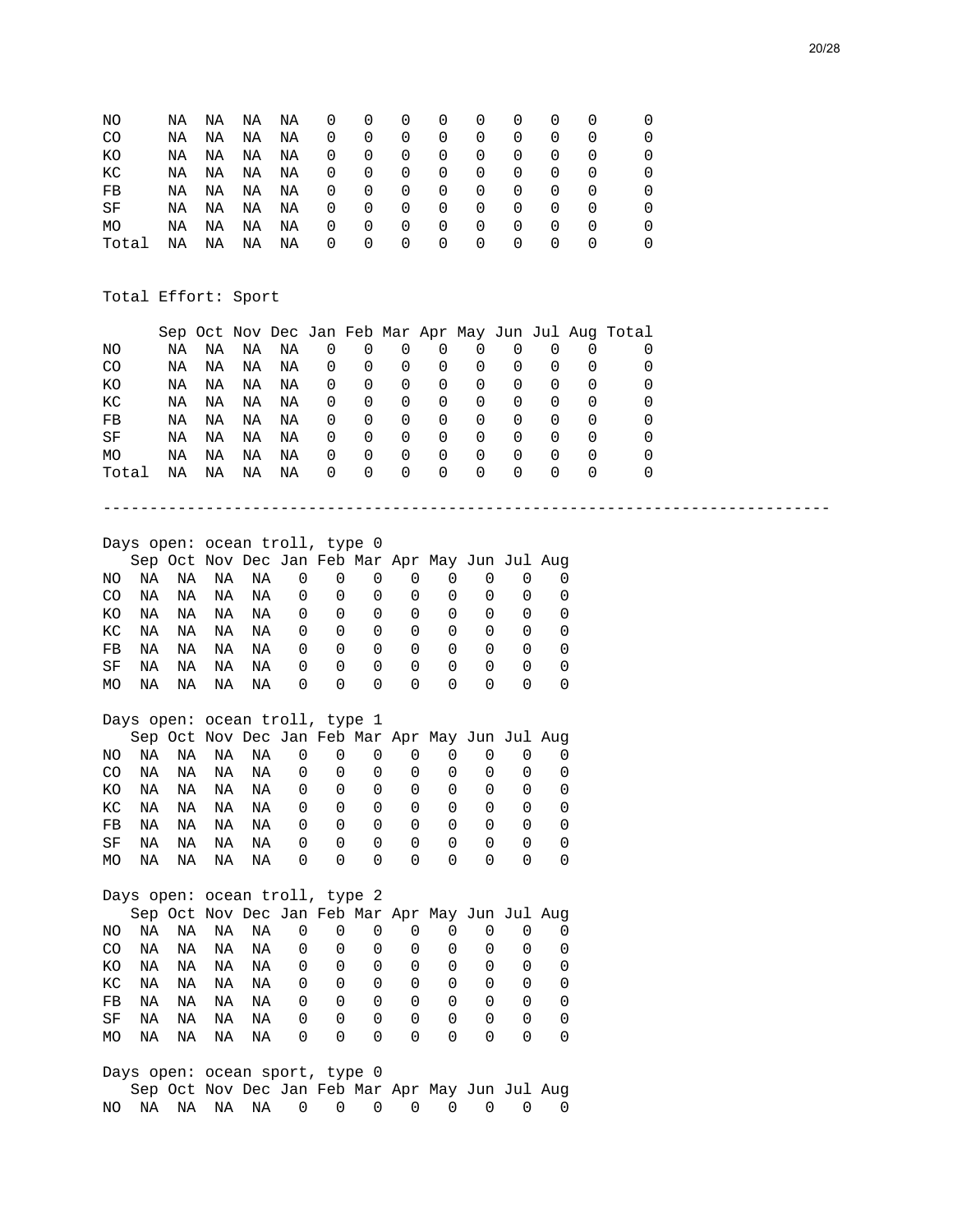| | Sep | Oct | Nov | Dec | Jan | Feb | Mar | Apr | May | Jun | Jul | Aug | Total |
|---|---|---|---|---|---|---|---|---|---|---|---|---|---|
| NO | NA | NA | NA | NA | 0 | 0 | 0 | 0 | 0 | 0 | 0 | 0 | 0 |
| CO | NA | NA | NA | NA | 0 | 0 | 0 | 0 | 0 | 0 | 0 | 0 | 0 |
| KO | NA | NA | NA | NA | 0 | 0 | 0 | 0 | 0 | 0 | 0 | 0 | 0 |
| KC | NA | NA | NA | NA | 0 | 0 | 0 | 0 | 0 | 0 | 0 | 0 | 0 |
| FB | NA | NA | NA | NA | 0 | 0 | 0 | 0 | 0 | 0 | 0 | 0 | 0 |
| SF | NA | NA | NA | NA | 0 | 0 | 0 | 0 | 0 | 0 | 0 | 0 | 0 |
| MO | NA | NA | NA | NA | 0 | 0 | 0 | 0 | 0 | 0 | 0 | 0 | 0 |
| Total | NA | NA | NA | NA | 0 | 0 | 0 | 0 | 0 | 0 | 0 | 0 | 0 |

Total Effort: Sport

| | Sep | Oct | Nov | Dec | Jan | Feb | Mar | Apr | May | Jun | Jul | Aug | Total |
|---|---|---|---|---|---|---|---|---|---|---|---|---|---|
| NO | NA | NA | NA | NA | 0 | 0 | 0 | 0 | 0 | 0 | 0 | 0 | 0 |
| CO | NA | NA | NA | NA | 0 | 0 | 0 | 0 | 0 | 0 | 0 | 0 | 0 |
| KO | NA | NA | NA | NA | 0 | 0 | 0 | 0 | 0 | 0 | 0 | 0 | 0 |
| KC | NA | NA | NA | NA | 0 | 0 | 0 | 0 | 0 | 0 | 0 | 0 | 0 |
| FB | NA | NA | NA | NA | 0 | 0 | 0 | 0 | 0 | 0 | 0 | 0 | 0 |
| SF | NA | NA | NA | NA | 0 | 0 | 0 | 0 | 0 | 0 | 0 | 0 | 0 |
| MO | NA | NA | NA | NA | 0 | 0 | 0 | 0 | 0 | 0 | 0 | 0 | 0 |
| Total | NA | NA | NA | NA | 0 | 0 | 0 | 0 | 0 | 0 | 0 | 0 | 0 |

---

Days open: ocean troll, type 0

| | Sep | Oct | Nov | Dec | Jan | Feb | Mar | Apr | May | Jun | Jul | Aug |
|---|---|---|---|---|---|---|---|---|---|---|---|---|
| NO | NA | NA | NA | NA | 0 | 0 | 0 | 0 | 0 | 0 | 0 | 0 |
| CO | NA | NA | NA | NA | 0 | 0 | 0 | 0 | 0 | 0 | 0 | 0 |
| KO | NA | NA | NA | NA | 0 | 0 | 0 | 0 | 0 | 0 | 0 | 0 |
| KC | NA | NA | NA | NA | 0 | 0 | 0 | 0 | 0 | 0 | 0 | 0 |
| FB | NA | NA | NA | NA | 0 | 0 | 0 | 0 | 0 | 0 | 0 | 0 |
| SF | NA | NA | NA | NA | 0 | 0 | 0 | 0 | 0 | 0 | 0 | 0 |
| MO | NA | NA | NA | NA | 0 | 0 | 0 | 0 | 0 | 0 | 0 | 0 |

Days open: ocean troll, type 1

| | Sep | Oct | Nov | Dec | Jan | Feb | Mar | Apr | May | Jun | Jul | Aug |
|---|---|---|---|---|---|---|---|---|---|---|---|---|
| NO | NA | NA | NA | NA | 0 | 0 | 0 | 0 | 0 | 0 | 0 | 0 |
| CO | NA | NA | NA | NA | 0 | 0 | 0 | 0 | 0 | 0 | 0 | 0 |
| KO | NA | NA | NA | NA | 0 | 0 | 0 | 0 | 0 | 0 | 0 | 0 |
| KC | NA | NA | NA | NA | 0 | 0 | 0 | 0 | 0 | 0 | 0 | 0 |
| FB | NA | NA | NA | NA | 0 | 0 | 0 | 0 | 0 | 0 | 0 | 0 |
| SF | NA | NA | NA | NA | 0 | 0 | 0 | 0 | 0 | 0 | 0 | 0 |
| MO | NA | NA | NA | NA | 0 | 0 | 0 | 0 | 0 | 0 | 0 | 0 |

Days open: ocean troll, type 2

| | Sep | Oct | Nov | Dec | Jan | Feb | Mar | Apr | May | Jun | Jul | Aug |
|---|---|---|---|---|---|---|---|---|---|---|---|---|
| NO | NA | NA | NA | NA | 0 | 0 | 0 | 0 | 0 | 0 | 0 | 0 |
| CO | NA | NA | NA | NA | 0 | 0 | 0 | 0 | 0 | 0 | 0 | 0 |
| KO | NA | NA | NA | NA | 0 | 0 | 0 | 0 | 0 | 0 | 0 | 0 |
| KC | NA | NA | NA | NA | 0 | 0 | 0 | 0 | 0 | 0 | 0 | 0 |
| FB | NA | NA | NA | NA | 0 | 0 | 0 | 0 | 0 | 0 | 0 | 0 |
| SF | NA | NA | NA | NA | 0 | 0 | 0 | 0 | 0 | 0 | 0 | 0 |
| MO | NA | NA | NA | NA | 0 | 0 | 0 | 0 | 0 | 0 | 0 | 0 |

Days open: ocean sport, type 0

| | Sep | Oct | Nov | Dec | Jan | Feb | Mar | Apr | May | Jun | Jul | Aug |
|---|---|---|---|---|---|---|---|---|---|---|---|---|
| NO | NA | NA | NA | NA | 0 | 0 | 0 | 0 | 0 | 0 | 0 | 0 |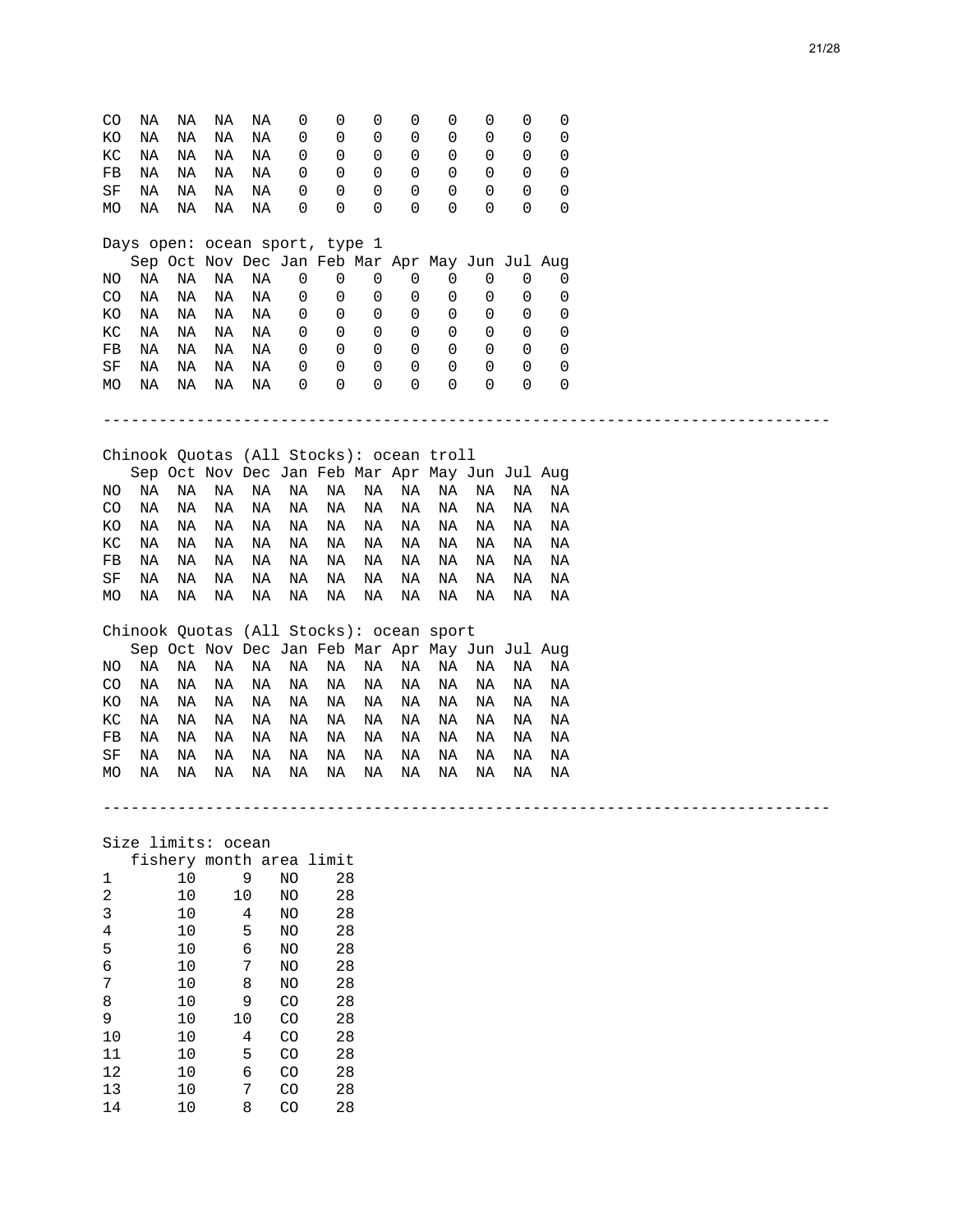| | Sep | Oct | Nov | Dec | Jan | Feb | Mar | Apr | May | Jun | Jul | Aug |
|---|---|---|---|---|---|---|---|---|---|---|---|---|
| CO | NA | NA | NA | NA | 0 | 0 | 0 | 0 | 0 | 0 | 0 | 0 |
| KO | NA | NA | NA | NA | 0 | 0 | 0 | 0 | 0 | 0 | 0 | 0 |
| KC | NA | NA | NA | NA | 0 | 0 | 0 | 0 | 0 | 0 | 0 | 0 |
| FB | NA | NA | NA | NA | 0 | 0 | 0 | 0 | 0 | 0 | 0 | 0 |
| SF | NA | NA | NA | NA | 0 | 0 | 0 | 0 | 0 | 0 | 0 | 0 |
| MO | NA | NA | NA | NA | 0 | 0 | 0 | 0 | 0 | 0 | 0 | 0 |

Days open: ocean sport, type 1

| | Sep | Oct | Nov | Dec | Jan | Feb | Mar | Apr | May | Jun | Jul | Aug |
|---|---|---|---|---|---|---|---|---|---|---|---|---|
| NO | NA | NA | NA | NA | 0 | 0 | 0 | 0 | 0 | 0 | 0 | 0 |
| CO | NA | NA | NA | NA | 0 | 0 | 0 | 0 | 0 | 0 | 0 | 0 |
| KO | NA | NA | NA | NA | 0 | 0 | 0 | 0 | 0 | 0 | 0 | 0 |
| KC | NA | NA | NA | NA | 0 | 0 | 0 | 0 | 0 | 0 | 0 | 0 |
| FB | NA | NA | NA | NA | 0 | 0 | 0 | 0 | 0 | 0 | 0 | 0 |
| SF | NA | NA | NA | NA | 0 | 0 | 0 | 0 | 0 | 0 | 0 | 0 |
| MO | NA | NA | NA | NA | 0 | 0 | 0 | 0 | 0 | 0 | 0 | 0 |

---

Chinook Quotas (All Stocks): ocean troll

| | Sep | Oct | Nov | Dec | Jan | Feb | Mar | Apr | May | Jun | Jul | Aug |
|---|---|---|---|---|---|---|---|---|---|---|---|---|
| NO | NA | NA | NA | NA | NA | NA | NA | NA | NA | NA | NA | NA |
| CO | NA | NA | NA | NA | NA | NA | NA | NA | NA | NA | NA | NA |
| KO | NA | NA | NA | NA | NA | NA | NA | NA | NA | NA | NA | NA |
| KC | NA | NA | NA | NA | NA | NA | NA | NA | NA | NA | NA | NA |
| FB | NA | NA | NA | NA | NA | NA | NA | NA | NA | NA | NA | NA |
| SF | NA | NA | NA | NA | NA | NA | NA | NA | NA | NA | NA | NA |
| MO | NA | NA | NA | NA | NA | NA | NA | NA | NA | NA | NA | NA |

Chinook Quotas (All Stocks): ocean sport

| | Sep | Oct | Nov | Dec | Jan | Feb | Mar | Apr | May | Jun | Jul | Aug |
|---|---|---|---|---|---|---|---|---|---|---|---|---|
| NO | NA | NA | NA | NA | NA | NA | NA | NA | NA | NA | NA | NA |
| CO | NA | NA | NA | NA | NA | NA | NA | NA | NA | NA | NA | NA |
| KO | NA | NA | NA | NA | NA | NA | NA | NA | NA | NA | NA | NA |
| KC | NA | NA | NA | NA | NA | NA | NA | NA | NA | NA | NA | NA |
| FB | NA | NA | NA | NA | NA | NA | NA | NA | NA | NA | NA | NA |
| SF | NA | NA | NA | NA | NA | NA | NA | NA | NA | NA | NA | NA |
| MO | NA | NA | NA | NA | NA | NA | NA | NA | NA | NA | NA | NA |

---

Size limits: ocean

| | fishery | month | area | limit |
|---|---|---|---|---|
| 1 | 10 | 9 | NO | 28 |
| 2 | 10 | 10 | NO | 28 |
| 3 | 10 | 4 | NO | 28 |
| 4 | 10 | 5 | NO | 28 |
| 5 | 10 | 6 | NO | 28 |
| 6 | 10 | 7 | NO | 28 |
| 7 | 10 | 8 | NO | 28 |
| 8 | 10 | 9 | CO | 28 |
| 9 | 10 | 10 | CO | 28 |
| 10 | 10 | 4 | CO | 28 |
| 11 | 10 | 5 | CO | 28 |
| 12 | 10 | 6 | CO | 28 |
| 13 | 10 | 7 | CO | 28 |
| 14 | 10 | 8 | CO | 28 |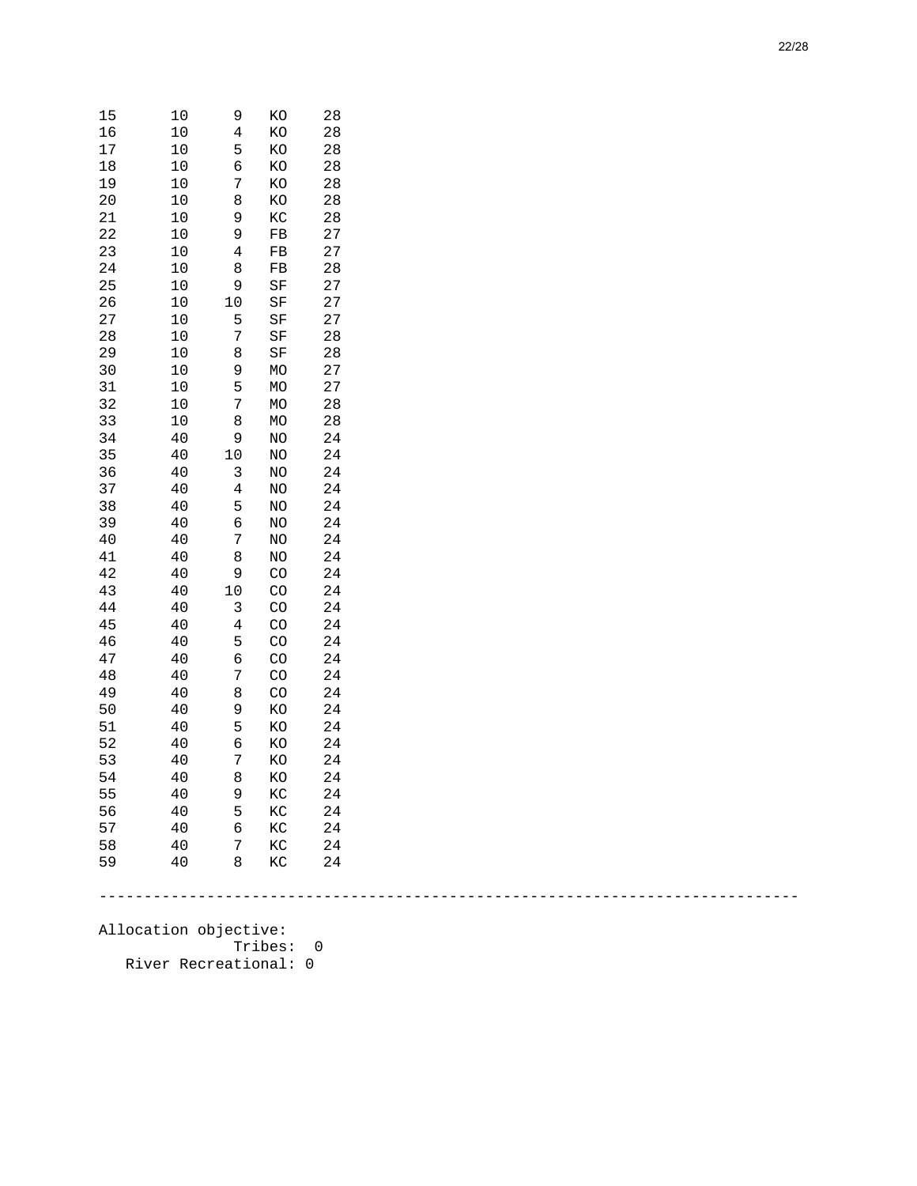```
15      10     9   KO    28
16      10     4   KO    28
17      10     5   KO    28
18      10     6   KO    28
19      10     7   KO    28
20      10     8   KO    28
21      10     9   KC    28
22      10     9   FB    27
23      10     4   FB    27
24      10     8   FB    28
25      10     9   SF    27
26      10    10   SF    27
27      10     5   SF    27
28      10     7   SF    28
29      10     8   SF    28
30      10     9   MO    27
31      10     5   MO    27
32      10     7   MO    28
33      10     8   MO    28
34      40     9   NO    24
35      40    10   NO    24
36      40     3   NO    24
37      40     4   NO    24
38      40     5   NO    24
39      40     6   NO    24
40      40     7   NO    24
41      40     8   NO    24
42      40     9   CO    24
43      40    10   CO    24
44      40     3   CO    24
45      40     4   CO    24
46      40     5   CO    24
47      40     6   CO    24
48      40     7   CO    24
49      40     8   CO    24
50      40     9   KO    24
51      40     5   KO    24
52      40     6   KO    24
53      40     7   KO    24
54      40     8   KO    24
55      40     9   KC    24
56      40     5   KC    24
57      40     6   KC    24
58      40     7   KC    24
59      40     8   KC    24

------------------------------------------------------------------------------

Allocation objective:
               Tribes:  0
   River Recreational: 0
```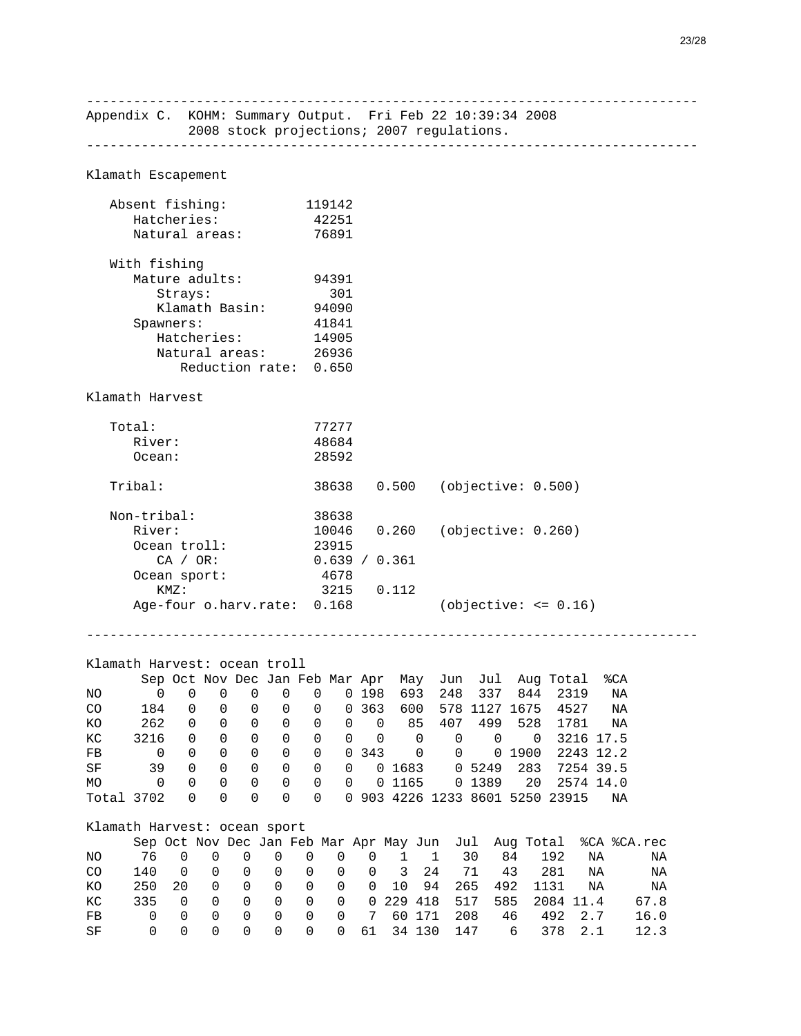Appendix C. KOHM: Summary Output. Fri Feb 22 10:39:34 2008
2008 stock projections; 2007 regulations.

---

Klamath Escapement

```
   Absent fishing:          119142
      Hatcheries:            42251
      Natural areas:         76891

   With fishing
      Mature adults:         94391
         Strays:               301
         Klamath Basin:      94090
      Spawners:              41841
         Hatcheries:         14905
         Natural areas:      26936
            Reduction rate:  0.650
```

Klamath Harvest

```
   Total:                    77277
      River:                 48684
      Ocean:                 28592

   Tribal:                   38638   0.500   (objective: 0.500)

   Non-tribal:               38638
      River:                 10046   0.260   (objective: 0.260)
      Ocean troll:           23915
         CA / OR:            0.639 / 0.361
      Ocean sport:            4678
         KMZ:                 3215   0.112
      Age-four o.harv.rate:  0.168           (objective: <= 0.16)
```

---

Klamath Harvest: ocean troll

| | Sep | Oct | Nov | Dec | Jan | Feb | Mar | Apr | May | Jun | Jul | Aug | Total | %CA |
|---|---|---|---|---|---|---|---|---|---|---|---|---|---|---|
| NO | 0 | 0 | 0 | 0 | 0 | 0 | 0 | 198 | 693 | 248 | 337 | 844 | 2319 | NA |
| CO | 184 | 0 | 0 | 0 | 0 | 0 | 0 | 363 | 600 | 578 | 1127 | 1675 | 4527 | NA |
| KO | 262 | 0 | 0 | 0 | 0 | 0 | 0 | 0 | 85 | 407 | 499 | 528 | 1781 | NA |
| KC | 3216 | 0 | 0 | 0 | 0 | 0 | 0 | 0 | 0 | 0 | 0 | 0 | 3216 | 17.5 |
| FB | 0 | 0 | 0 | 0 | 0 | 0 | 0 | 343 | 0 | 0 | 0 | 1900 | 2243 | 12.2 |
| SF | 39 | 0 | 0 | 0 | 0 | 0 | 0 | 0 | 1683 | 0 | 5249 | 283 | 7254 | 39.5 |
| MO | 0 | 0 | 0 | 0 | 0 | 0 | 0 | 0 | 1165 | 0 | 1389 | 20 | 2574 | 14.0 |
| Total | 3702 | 0 | 0 | 0 | 0 | 0 | 0 | 903 | 4226 | 1233 | 8601 | 5250 | 23915 | NA |

Klamath Harvest: ocean sport

| | Sep | Oct | Nov | Dec | Jan | Feb | Mar | Apr | May | Jun | Jul | Aug | Total | %CA | %CA.rec |
|---|---|---|---|---|---|---|---|---|---|---|---|---|---|---|---|
| NO | 76 | 0 | 0 | 0 | 0 | 0 | 0 | 0 | 1 | 1 | 30 | 84 | 192 | NA | NA |
| CO | 140 | 0 | 0 | 0 | 0 | 0 | 0 | 0 | 3 | 24 | 71 | 43 | 281 | NA | NA |
| KO | 250 | 20 | 0 | 0 | 0 | 0 | 0 | 0 | 10 | 94 | 265 | 492 | 1131 | NA | NA |
| KC | 335 | 0 | 0 | 0 | 0 | 0 | 0 | 0 | 229 | 418 | 517 | 585 | 2084 | 11.4 | 67.8 |
| FB | 0 | 0 | 0 | 0 | 0 | 0 | 0 | 7 | 60 | 171 | 208 | 46 | 492 | 2.7 | 16.0 |
| SF | 0 | 0 | 0 | 0 | 0 | 0 | 0 | 61 | 34 | 130 | 147 | 6 | 378 | 2.1 | 12.3 |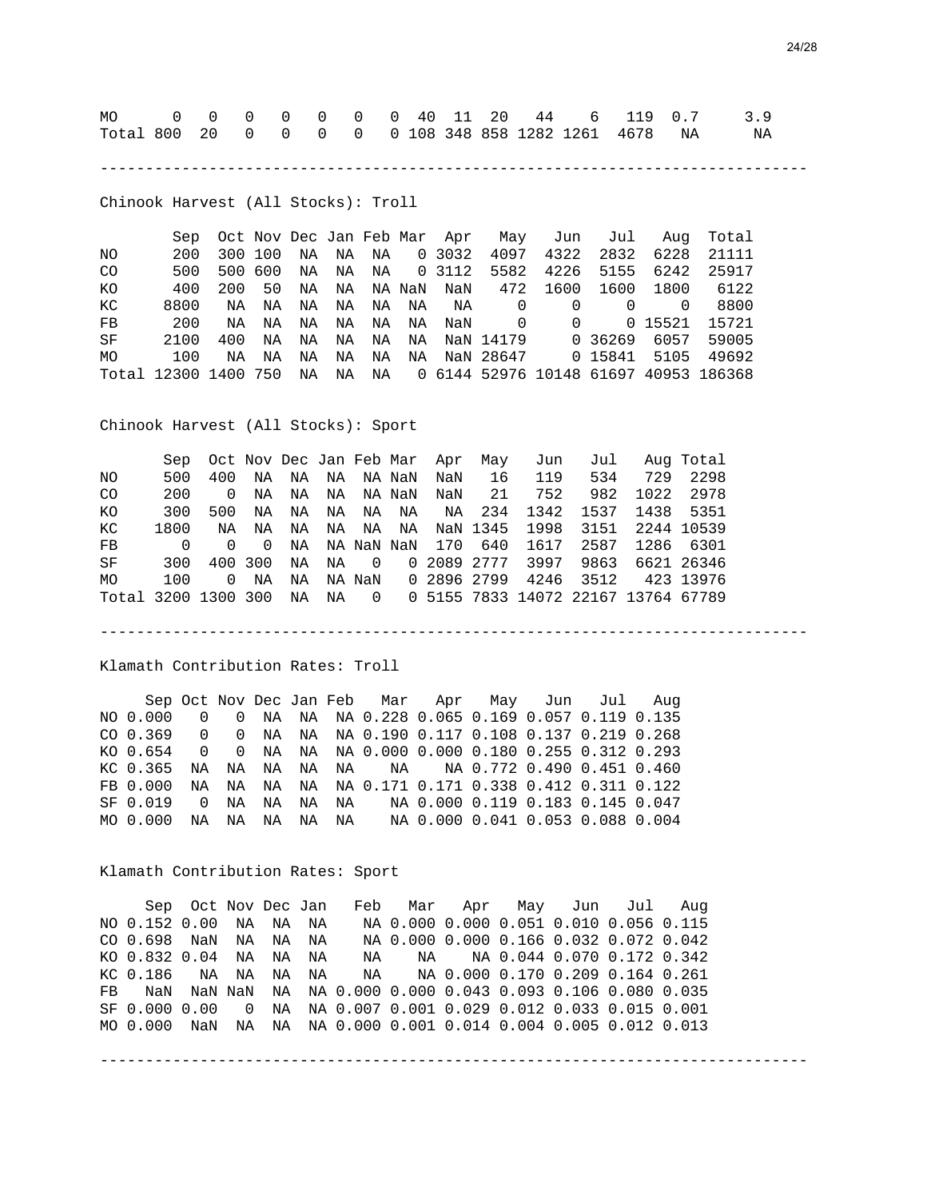| | | | | | | | | | | | | | | |
|---|---|---|---|---|---|---|---|---|---|---|---|---|---|---|
| MO | 0 | 0 | 0 | 0 | 0 | 0 | 0 | 40 | 11 | 20 | 44 | 6 | 119 | 0.7 | 3.9 |
| Total | 800 | 20 | 0 | 0 | 0 | 0 | 0 | 108 | 348 | 858 | 1282 | 1261 | 4678 | NA | NA |

---

Chinook Harvest (All Stocks): Troll

| | Sep | Oct | Nov | Dec | Jan | Feb | Mar | Apr | May | Jun | Jul | Aug | Total |
|---|---|---|---|---|---|---|---|---|---|---|---|---|---|
| NO | 200 | 300 | 100 | NA | NA | NA | 0 | 3032 | 4097 | 4322 | 2832 | 6228 | 21111 |
| CO | 500 | 500 | 600 | NA | NA | NA | 0 | 3112 | 5582 | 4226 | 5155 | 6242 | 25917 |
| KO | 400 | 200 | 50 | NA | NA | NA | NaN | NaN | 472 | 1600 | 1600 | 1800 | 6122 |
| KC | 8800 | NA | NA | NA | NA | NA | NA | NA | 0 | 0 | 0 | 0 | 8800 |
| FB | 200 | NA | NA | NA | NA | NA | NA | NaN | 0 | 0 | 0 | 15521 | 15721 |
| SF | 2100 | 400 | NA | NA | NA | NA | NA | NaN | 14179 | 0 | 36269 | 6057 | 59005 |
| MO | 100 | NA | NA | NA | NA | NA | NA | NaN | 28647 | 0 | 15841 | 5105 | 49692 |
| Total | 12300 | 1400 | 750 | NA | NA | NA | 0 | 6144 | 52976 | 10148 | 61697 | 40953 | 186368 |

Chinook Harvest (All Stocks): Sport

| | Sep | Oct | Nov | Dec | Jan | Feb | Mar | Apr | May | Jun | Jul | Aug | Total |
|---|---|---|---|---|---|---|---|---|---|---|---|---|---|
| NO | 500 | 400 | NA | NA | NA | NA | NaN | NaN | 16 | 119 | 534 | 729 | 2298 |
| CO | 200 | 0 | NA | NA | NA | NA | NaN | NaN | 21 | 752 | 982 | 1022 | 2978 |
| KO | 300 | 500 | NA | NA | NA | NA | NA | NA | 234 | 1342 | 1537 | 1438 | 5351 |
| KC | 1800 | NA | NA | NA | NA | NA | NA | NaN | 1345 | 1998 | 3151 | 2244 | 10539 |
| FB | 0 | 0 | 0 | NA | NA | NaN | NaN | 170 | 640 | 1617 | 2587 | 1286 | 6301 |
| SF | 300 | 400 | 300 | NA | NA | 0 | 0 | 2089 | 2777 | 3997 | 9863 | 6621 | 26346 |
| MO | 100 | 0 | NA | NA | NA | NaN | 0 | 2896 | 2799 | 4246 | 3512 | 423 | 13976 |
| Total | 3200 | 1300 | 300 | NA | NA | 0 | 0 | 5155 | 7833 | 14072 | 22167 | 13764 | 67789 |

---

Klamath Contribution Rates: Troll

| | Sep | Oct | Nov | Dec | Jan | Feb | Mar | Apr | May | Jun | Jul | Aug |
|---|---|---|---|---|---|---|---|---|---|---|---|---|
| NO | 0.000 | 0 | 0 | NA | NA | NA | 0.228 | 0.065 | 0.169 | 0.057 | 0.119 | 0.135 |
| CO | 0.369 | 0 | 0 | NA | NA | NA | 0.190 | 0.117 | 0.108 | 0.137 | 0.219 | 0.268 |
| KO | 0.654 | 0 | 0 | NA | NA | NA | 0.000 | 0.000 | 0.180 | 0.255 | 0.312 | 0.293 |
| KC | 0.365 | NA | NA | NA | NA | NA | NA | NA | 0.772 | 0.490 | 0.451 | 0.460 |
| FB | 0.000 | NA | NA | NA | NA | NA | 0.171 | 0.171 | 0.338 | 0.412 | 0.311 | 0.122 |
| SF | 0.019 | 0 | NA | NA | NA | NA | NA | 0.000 | 0.119 | 0.183 | 0.145 | 0.047 |
| MO | 0.000 | NA | NA | NA | NA | NA | NA | 0.000 | 0.041 | 0.053 | 0.088 | 0.004 |

Klamath Contribution Rates: Sport

| | Sep | Oct | Nov | Dec | Jan | Feb | Mar | Apr | May | Jun | Jul | Aug |
|---|---|---|---|---|---|---|---|---|---|---|---|---|
| NO | 0.152 | 0.00 | NA | NA | NA | NA | 0.000 | 0.000 | 0.051 | 0.010 | 0.056 | 0.115 |
| CO | 0.698 | NaN | NA | NA | NA | NA | 0.000 | 0.000 | 0.166 | 0.032 | 0.072 | 0.042 |
| KO | 0.832 | 0.04 | NA | NA | NA | NA | NA | NA | 0.044 | 0.070 | 0.172 | 0.342 |
| KC | 0.186 | NA | NA | NA | NA | NA | NA | 0.000 | 0.170 | 0.209 | 0.164 | 0.261 |
| FB | NaN | NaN | NaN | NA | NA | 0.000 | 0.000 | 0.043 | 0.093 | 0.106 | 0.080 | 0.035 |
| SF | 0.000 | 0.00 | 0 | NA | NA | 0.007 | 0.001 | 0.029 | 0.012 | 0.033 | 0.015 | 0.001 |
| MO | 0.000 | NaN | NA | NA | NA | 0.000 | 0.001 | 0.014 | 0.004 | 0.005 | 0.012 | 0.013 |

---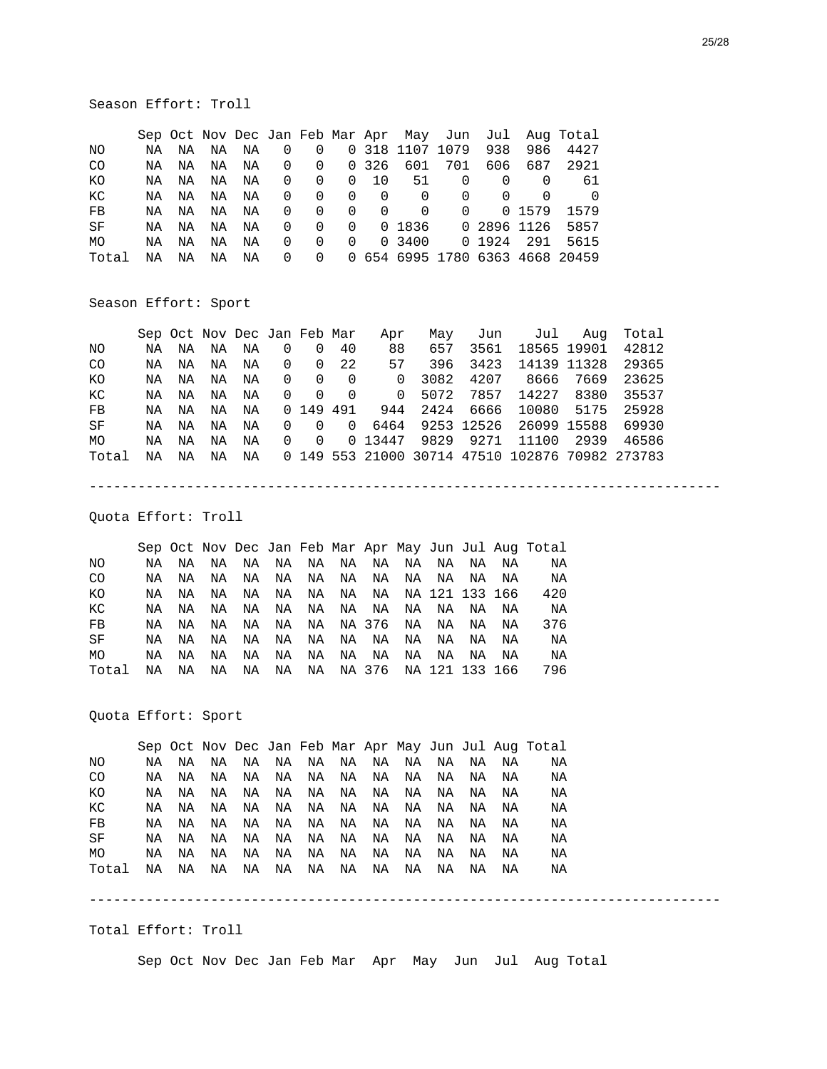Season Effort: Troll

| | Sep | Oct | Nov | Dec | Jan | Feb | Mar | Apr | May | Jun | Jul | Aug | Total |
|---|---|---|---|---|---|---|---|---|---|---|---|---|---|
| NO | NA | NA | NA | NA | 0 | 0 | 0 | 318 | 1107 | 1079 | 938 | 986 | 4427 |
| CO | NA | NA | NA | NA | 0 | 0 | 0 | 326 | 601 | 701 | 606 | 687 | 2921 |
| KO | NA | NA | NA | NA | 0 | 0 | 0 | 10 | 51 | 0 | 0 | 0 | 61 |
| KC | NA | NA | NA | NA | 0 | 0 | 0 | 0 | 0 | 0 | 0 | 0 | 0 |
| FB | NA | NA | NA | NA | 0 | 0 | 0 | 0 | 0 | 0 | 0 | 1579 | 1579 |
| SF | NA | NA | NA | NA | 0 | 0 | 0 | 0 | 1836 | 0 | 2896 | 1126 | 5857 |
| MO | NA | NA | NA | NA | 0 | 0 | 0 | 0 | 3400 | 0 | 1924 | 291 | 5615 |
| Total | NA | NA | NA | NA | 0 | 0 | 0 | 654 | 6995 | 1780 | 6363 | 4668 | 20459 |

Season Effort: Sport

| | Sep | Oct | Nov | Dec | Jan | Feb | Mar | Apr | May | Jun | Jul | Aug | Total |
|---|---|---|---|---|---|---|---|---|---|---|---|---|---|
| NO | NA | NA | NA | NA | 0 | 0 | 40 | 88 | 657 | 3561 | 18565 | 19901 | 42812 |
| CO | NA | NA | NA | NA | 0 | 0 | 22 | 57 | 396 | 3423 | 14139 | 11328 | 29365 |
| KO | NA | NA | NA | NA | 0 | 0 | 0 | 0 | 3082 | 4207 | 8666 | 7669 | 23625 |
| KC | NA | NA | NA | NA | 0 | 0 | 0 | 0 | 5072 | 7857 | 14227 | 8380 | 35537 |
| FB | NA | NA | NA | NA | 0 | 149 | 491 | 944 | 2424 | 6666 | 10080 | 5175 | 25928 |
| SF | NA | NA | NA | NA | 0 | 0 | 0 | 6464 | 9253 | 12526 | 26099 | 15588 | 69930 |
| MO | NA | NA | NA | NA | 0 | 0 | 0 | 13447 | 9829 | 9271 | 11100 | 2939 | 46586 |
| Total | NA | NA | NA | NA | 0 | 149 | 553 | 21000 | 30714 | 47510 | 102876 | 70982 | 273783 |

---

Quota Effort: Troll

| | Sep | Oct | Nov | Dec | Jan | Feb | Mar | Apr | May | Jun | Jul | Aug | Total |
|---|---|---|---|---|---|---|---|---|---|---|---|---|---|
| NO | NA | NA | NA | NA | NA | NA | NA | NA | NA | NA | NA | NA | NA |
| CO | NA | NA | NA | NA | NA | NA | NA | NA | NA | NA | NA | NA | NA |
| KO | NA | NA | NA | NA | NA | NA | NA | NA | NA | 121 | 133 | 166 | 420 |
| KC | NA | NA | NA | NA | NA | NA | NA | NA | NA | NA | NA | NA | NA |
| FB | NA | NA | NA | NA | NA | NA | NA | 376 | NA | NA | NA | NA | 376 |
| SF | NA | NA | NA | NA | NA | NA | NA | NA | NA | NA | NA | NA | NA |
| MO | NA | NA | NA | NA | NA | NA | NA | NA | NA | NA | NA | NA | NA |
| Total | NA | NA | NA | NA | NA | NA | NA | 376 | NA | 121 | 133 | 166 | 796 |

Quota Effort: Sport

| | Sep | Oct | Nov | Dec | Jan | Feb | Mar | Apr | May | Jun | Jul | Aug | Total |
|---|---|---|---|---|---|---|---|---|---|---|---|---|---|
| NO | NA | NA | NA | NA | NA | NA | NA | NA | NA | NA | NA | NA | NA |
| CO | NA | NA | NA | NA | NA | NA | NA | NA | NA | NA | NA | NA | NA |
| KO | NA | NA | NA | NA | NA | NA | NA | NA | NA | NA | NA | NA | NA |
| KC | NA | NA | NA | NA | NA | NA | NA | NA | NA | NA | NA | NA | NA |
| FB | NA | NA | NA | NA | NA | NA | NA | NA | NA | NA | NA | NA | NA |
| SF | NA | NA | NA | NA | NA | NA | NA | NA | NA | NA | NA | NA | NA |
| MO | NA | NA | NA | NA | NA | NA | NA | NA | NA | NA | NA | NA | NA |
| Total | NA | NA | NA | NA | NA | NA | NA | NA | NA | NA | NA | NA | NA |

---

Total Effort: Troll

| | Sep | Oct | Nov | Dec | Jan | Feb | Mar | Apr | May | Jun | Jul | Aug | Total |
|---|---|---|---|---|---|---|---|---|---|---|---|---|---|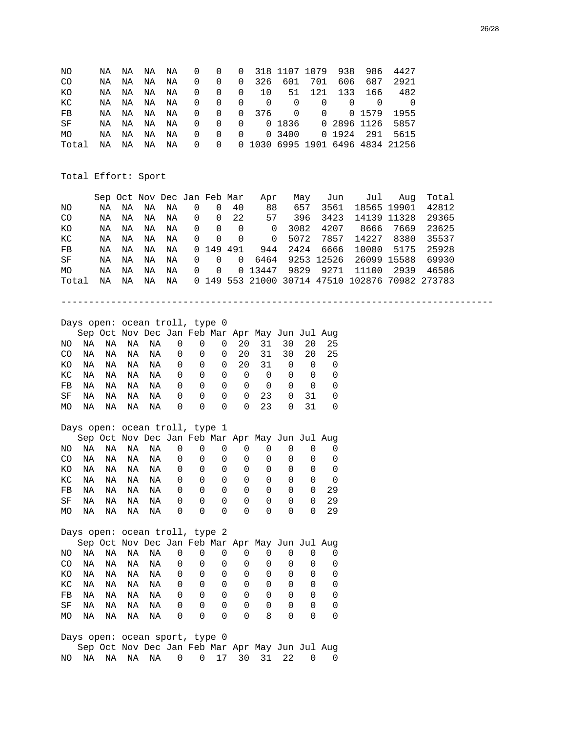| | Sep | Oct | Nov | Dec | Jan | Feb | Mar | Apr | May | Jun | Jul | Aug | Total |
|---|---|---|---|---|---|---|---|---|---|---|---|---|---|
| NO | NA | NA | NA | NA | 0 | 0 | 0 | 318 | 1107 | 1079 | 938 | 986 | 4427 |
| CO | NA | NA | NA | NA | 0 | 0 | 0 | 326 | 601 | 701 | 606 | 687 | 2921 |
| KO | NA | NA | NA | NA | 0 | 0 | 0 | 10 | 51 | 121 | 133 | 166 | 482 |
| KC | NA | NA | NA | NA | 0 | 0 | 0 | 0 | 0 | 0 | 0 | 0 | 0 |
| FB | NA | NA | NA | NA | 0 | 0 | 0 | 376 | 0 | 0 | 0 | 1579 | 1955 |
| SF | NA | NA | NA | NA | 0 | 0 | 0 | 0 | 1836 | 0 | 2896 | 1126 | 5857 |
| MO | NA | NA | NA | NA | 0 | 0 | 0 | 0 | 3400 | 0 | 1924 | 291 | 5615 |
| Total | NA | NA | NA | NA | 0 | 0 | 0 | 1030 | 6995 | 1901 | 6496 | 4834 | 21256 |

Total Effort: Sport

| | Sep | Oct | Nov | Dec | Jan | Feb | Mar | Apr | May | Jun | Jul | Aug | Total |
|---|---|---|---|---|---|---|---|---|---|---|---|---|---|
| NO | NA | NA | NA | NA | 0 | 0 | 40 | 88 | 657 | 3561 | 18565 | 19901 | 42812 |
| CO | NA | NA | NA | NA | 0 | 0 | 22 | 57 | 396 | 3423 | 14139 | 11328 | 29365 |
| KO | NA | NA | NA | NA | 0 | 0 | 0 | 0 | 3082 | 4207 | 8666 | 7669 | 23625 |
| KC | NA | NA | NA | NA | 0 | 0 | 0 | 0 | 5072 | 7857 | 14227 | 8380 | 35537 |
| FB | NA | NA | NA | NA | 0 | 149 | 491 | 944 | 2424 | 6666 | 10080 | 5175 | 25928 |
| SF | NA | NA | NA | NA | 0 | 0 | 0 | 6464 | 9253 | 12526 | 26099 | 15588 | 69930 |
| MO | NA | NA | NA | NA | 0 | 0 | 0 | 13447 | 9829 | 9271 | 11100 | 2939 | 46586 |
| Total | NA | NA | NA | NA | 0 | 149 | 553 | 21000 | 30714 | 47510 | 102876 | 70982 | 273783 |

---

Days open: ocean troll, type 0

| | Sep | Oct | Nov | Dec | Jan | Feb | Mar | Apr | May | Jun | Jul | Aug |
|---|---|---|---|---|---|---|---|---|---|---|---|---|
| NO | NA | NA | NA | NA | 0 | 0 | 0 | 20 | 31 | 30 | 20 | 25 |
| CO | NA | NA | NA | NA | 0 | 0 | 0 | 20 | 31 | 30 | 20 | 25 |
| KO | NA | NA | NA | NA | 0 | 0 | 0 | 20 | 31 | 0 | 0 | 0 |
| KC | NA | NA | NA | NA | 0 | 0 | 0 | 0 | 0 | 0 | 0 | 0 |
| FB | NA | NA | NA | NA | 0 | 0 | 0 | 0 | 0 | 0 | 0 | 0 |
| SF | NA | NA | NA | NA | 0 | 0 | 0 | 0 | 23 | 0 | 31 | 0 |
| MO | NA | NA | NA | NA | 0 | 0 | 0 | 0 | 23 | 0 | 31 | 0 |

Days open: ocean troll, type 1

| | Sep | Oct | Nov | Dec | Jan | Feb | Mar | Apr | May | Jun | Jul | Aug |
|---|---|---|---|---|---|---|---|---|---|---|---|---|
| NO | NA | NA | NA | NA | 0 | 0 | 0 | 0 | 0 | 0 | 0 | 0 |
| CO | NA | NA | NA | NA | 0 | 0 | 0 | 0 | 0 | 0 | 0 | 0 |
| KO | NA | NA | NA | NA | 0 | 0 | 0 | 0 | 0 | 0 | 0 | 0 |
| KC | NA | NA | NA | NA | 0 | 0 | 0 | 0 | 0 | 0 | 0 | 0 |
| FB | NA | NA | NA | NA | 0 | 0 | 0 | 0 | 0 | 0 | 0 | 29 |
| SF | NA | NA | NA | NA | 0 | 0 | 0 | 0 | 0 | 0 | 0 | 29 |
| MO | NA | NA | NA | NA | 0 | 0 | 0 | 0 | 0 | 0 | 0 | 29 |

Days open: ocean troll, type 2

| | Sep | Oct | Nov | Dec | Jan | Feb | Mar | Apr | May | Jun | Jul | Aug |
|---|---|---|---|---|---|---|---|---|---|---|---|---|
| NO | NA | NA | NA | NA | 0 | 0 | 0 | 0 | 0 | 0 | 0 | 0 |
| CO | NA | NA | NA | NA | 0 | 0 | 0 | 0 | 0 | 0 | 0 | 0 |
| KO | NA | NA | NA | NA | 0 | 0 | 0 | 0 | 0 | 0 | 0 | 0 |
| KC | NA | NA | NA | NA | 0 | 0 | 0 | 0 | 0 | 0 | 0 | 0 |
| FB | NA | NA | NA | NA | 0 | 0 | 0 | 0 | 0 | 0 | 0 | 0 |
| SF | NA | NA | NA | NA | 0 | 0 | 0 | 0 | 0 | 0 | 0 | 0 |
| MO | NA | NA | NA | NA | 0 | 0 | 0 | 0 | 8 | 0 | 0 | 0 |

Days open: ocean sport, type 0

| | Sep | Oct | Nov | Dec | Jan | Feb | Mar | Apr | May | Jun | Jul | Aug |
|---|---|---|---|---|---|---|---|---|---|---|---|---|
| NO | NA | NA | NA | NA | 0 | 0 | 17 | 30 | 31 | 22 | 0 | 0 |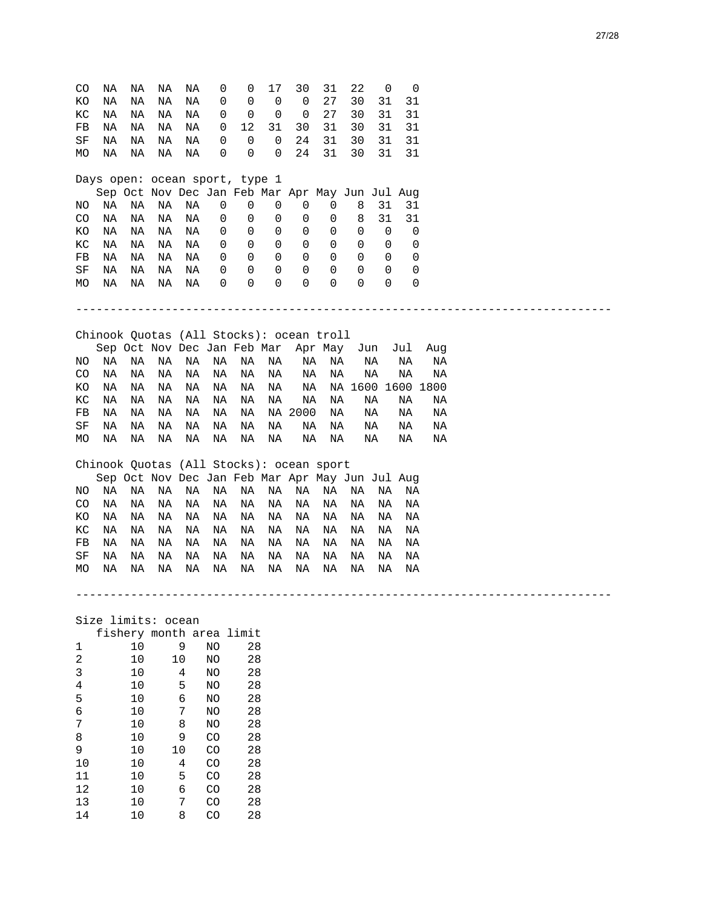| | Sep | Oct | Nov | Dec | Jan | Feb | Mar | Apr | May | Jun | Jul | Aug |
|---|---|---|---|---|---|---|---|---|---|---|---|---|
| CO | NA | NA | NA | NA | 0 | 0 | 17 | 30 | 31 | 22 | 0 | 0 |
| KO | NA | NA | NA | NA | 0 | 0 | 0 | 0 | 27 | 30 | 31 | 31 |
| KC | NA | NA | NA | NA | 0 | 0 | 0 | 0 | 27 | 30 | 31 | 31 |
| FB | NA | NA | NA | NA | 0 | 12 | 31 | 30 | 31 | 30 | 31 | 31 |
| SF | NA | NA | NA | NA | 0 | 0 | 0 | 24 | 31 | 30 | 31 | 31 |
| MO | NA | NA | NA | NA | 0 | 0 | 0 | 24 | 31 | 30 | 31 | 31 |

Days open: ocean sport, type 1

| | Sep | Oct | Nov | Dec | Jan | Feb | Mar | Apr | May | Jun | Jul | Aug |
|---|---|---|---|---|---|---|---|---|---|---|---|---|
| NO | NA | NA | NA | NA | 0 | 0 | 0 | 0 | 0 | 8 | 31 | 31 |
| CO | NA | NA | NA | NA | 0 | 0 | 0 | 0 | 0 | 8 | 31 | 31 |
| KO | NA | NA | NA | NA | 0 | 0 | 0 | 0 | 0 | 0 | 0 | 0 |
| KC | NA | NA | NA | NA | 0 | 0 | 0 | 0 | 0 | 0 | 0 | 0 |
| FB | NA | NA | NA | NA | 0 | 0 | 0 | 0 | 0 | 0 | 0 | 0 |
| SF | NA | NA | NA | NA | 0 | 0 | 0 | 0 | 0 | 0 | 0 | 0 |
| MO | NA | NA | NA | NA | 0 | 0 | 0 | 0 | 0 | 0 | 0 | 0 |

---

Chinook Quotas (All Stocks): ocean troll

| | Sep | Oct | Nov | Dec | Jan | Feb | Mar | Apr | May | Jun | Jul | Aug |
|---|---|---|---|---|---|---|---|---|---|---|---|---|
| NO | NA | NA | NA | NA | NA | NA | NA | NA | NA | NA | NA | NA |
| CO | NA | NA | NA | NA | NA | NA | NA | NA | NA | NA | NA | NA |
| KO | NA | NA | NA | NA | NA | NA | NA | NA | NA | 1600 | 1600 | 1800 |
| KC | NA | NA | NA | NA | NA | NA | NA | NA | NA | NA | NA | NA |
| FB | NA | NA | NA | NA | NA | NA | NA | 2000 | NA | NA | NA | NA |
| SF | NA | NA | NA | NA | NA | NA | NA | NA | NA | NA | NA | NA |
| MO | NA | NA | NA | NA | NA | NA | NA | NA | NA | NA | NA | NA |

Chinook Quotas (All Stocks): ocean sport

| | Sep | Oct | Nov | Dec | Jan | Feb | Mar | Apr | May | Jun | Jul | Aug |
|---|---|---|---|---|---|---|---|---|---|---|---|---|
| NO | NA | NA | NA | NA | NA | NA | NA | NA | NA | NA | NA | NA |
| CO | NA | NA | NA | NA | NA | NA | NA | NA | NA | NA | NA | NA |
| KO | NA | NA | NA | NA | NA | NA | NA | NA | NA | NA | NA | NA |
| KC | NA | NA | NA | NA | NA | NA | NA | NA | NA | NA | NA | NA |
| FB | NA | NA | NA | NA | NA | NA | NA | NA | NA | NA | NA | NA |
| SF | NA | NA | NA | NA | NA | NA | NA | NA | NA | NA | NA | NA |
| MO | NA | NA | NA | NA | NA | NA | NA | NA | NA | NA | NA | NA |

---

Size limits: ocean

| | fishery | month | area | limit |
|---|---|---|---|---|
| 1 | 10 | 9 | NO | 28 |
| 2 | 10 | 10 | NO | 28 |
| 3 | 10 | 4 | NO | 28 |
| 4 | 10 | 5 | NO | 28 |
| 5 | 10 | 6 | NO | 28 |
| 6 | 10 | 7 | NO | 28 |
| 7 | 10 | 8 | NO | 28 |
| 8 | 10 | 9 | CO | 28 |
| 9 | 10 | 10 | CO | 28 |
| 10 | 10 | 4 | CO | 28 |
| 11 | 10 | 5 | CO | 28 |
| 12 | 10 | 6 | CO | 28 |
| 13 | 10 | 7 | CO | 28 |
| 14 | 10 | 8 | CO | 28 |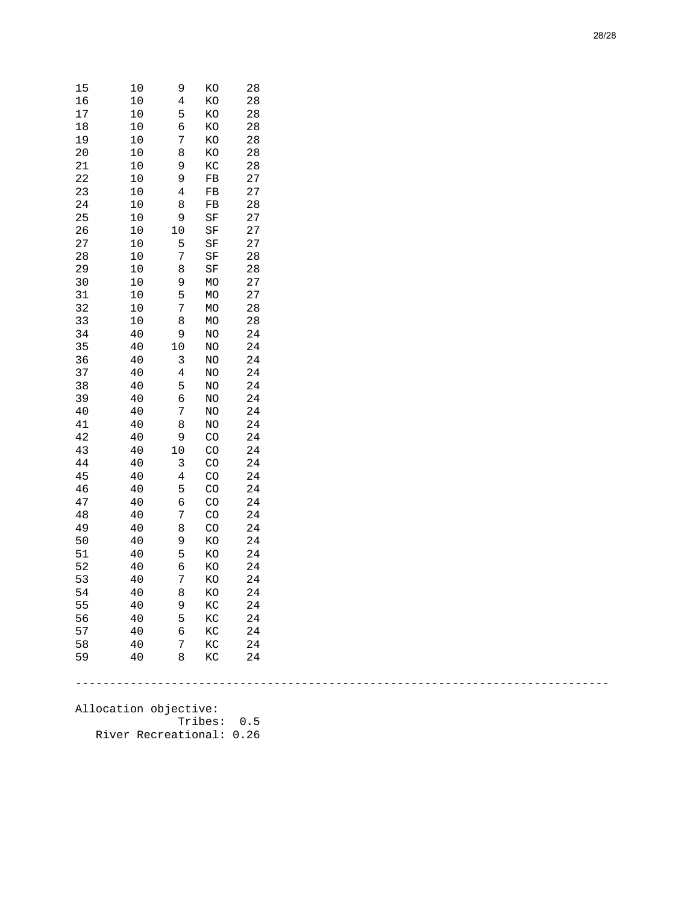| | | | | |
|---|---|---|---|---|
| 15 | 10 | 9 | KO | 28 |
| 16 | 10 | 4 | KO | 28 |
| 17 | 10 | 5 | KO | 28 |
| 18 | 10 | 6 | KO | 28 |
| 19 | 10 | 7 | KO | 28 |
| 20 | 10 | 8 | KO | 28 |
| 21 | 10 | 9 | KC | 28 |
| 22 | 10 | 9 | FB | 27 |
| 23 | 10 | 4 | FB | 27 |
| 24 | 10 | 8 | FB | 28 |
| 25 | 10 | 9 | SF | 27 |
| 26 | 10 | 10 | SF | 27 |
| 27 | 10 | 5 | SF | 27 |
| 28 | 10 | 7 | SF | 28 |
| 29 | 10 | 8 | SF | 28 |
| 30 | 10 | 9 | MO | 27 |
| 31 | 10 | 5 | MO | 27 |
| 32 | 10 | 7 | MO | 28 |
| 33 | 10 | 8 | MO | 28 |
| 34 | 40 | 9 | NO | 24 |
| 35 | 40 | 10 | NO | 24 |
| 36 | 40 | 3 | NO | 24 |
| 37 | 40 | 4 | NO | 24 |
| 38 | 40 | 5 | NO | 24 |
| 39 | 40 | 6 | NO | 24 |
| 40 | 40 | 7 | NO | 24 |
| 41 | 40 | 8 | NO | 24 |
| 42 | 40 | 9 | CO | 24 |
| 43 | 40 | 10 | CO | 24 |
| 44 | 40 | 3 | CO | 24 |
| 45 | 40 | 4 | CO | 24 |
| 46 | 40 | 5 | CO | 24 |
| 47 | 40 | 6 | CO | 24 |
| 48 | 40 | 7 | CO | 24 |
| 49 | 40 | 8 | CO | 24 |
| 50 | 40 | 9 | KO | 24 |
| 51 | 40 | 5 | KO | 24 |
| 52 | 40 | 6 | KO | 24 |
| 53 | 40 | 7 | KO | 24 |
| 54 | 40 | 8 | KO | 24 |
| 55 | 40 | 9 | KC | 24 |
| 56 | 40 | 5 | KC | 24 |
| 57 | 40 | 6 | KC | 24 |
| 58 | 40 | 7 | KC | 24 |
| 59 | 40 | 8 | KC | 24 |

---

Allocation objective:
Tribes: 0.5
River Recreational: 0.26